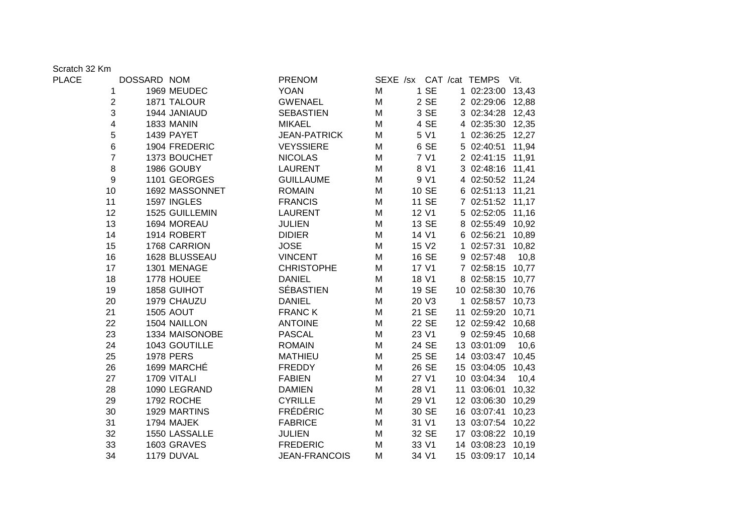Scratch 32 Km

| PLACE | DOSSARD | NOM | PRENOM | SEXE | /sx | CAT | /cat | TEMPS | Vit. |
|---|---|---|---|---|---|---|---|---|---|
| 1 | 1969 | MEUDEC | YOAN | M | 1 | SE | 1 | 02:23:00 | 13,43 |
| 2 | 1871 | TALOUR | GWENAEL | M | 2 | SE | 2 | 02:29:06 | 12,88 |
| 3 | 1944 | JANIAUD | SEBASTIEN | M | 3 | SE | 3 | 02:34:28 | 12,43 |
| 4 | 1833 | MANIN | MIKAEL | M | 4 | SE | 4 | 02:35:30 | 12,35 |
| 5 | 1439 | PAYET | JEAN-PATRICK | M | 5 | V1 | 1 | 02:36:25 | 12,27 |
| 6 | 1904 | FREDERIC | VEYSSIERE | M | 6 | SE | 5 | 02:40:51 | 11,94 |
| 7 | 1373 | BOUCHET | NICOLAS | M | 7 | V1 | 2 | 02:41:15 | 11,91 |
| 8 | 1986 | GOUBY | LAURENT | M | 8 | V1 | 3 | 02:48:16 | 11,41 |
| 9 | 1101 | GEORGES | GUILLAUME | M | 9 | V1 | 4 | 02:50:52 | 11,24 |
| 10 | 1692 | MASSONNET | ROMAIN | M | 10 | SE | 6 | 02:51:13 | 11,21 |
| 11 | 1597 | INGLES | FRANCIS | M | 11 | SE | 7 | 02:51:52 | 11,17 |
| 12 | 1525 | GUILLEMIN | LAURENT | M | 12 | V1 | 5 | 02:52:05 | 11,16 |
| 13 | 1694 | MOREAU | JULIEN | M | 13 | SE | 8 | 02:55:49 | 10,92 |
| 14 | 1914 | ROBERT | DIDIER | M | 14 | V1 | 6 | 02:56:21 | 10,89 |
| 15 | 1768 | CARRION | JOSE | M | 15 | V2 | 1 | 02:57:31 | 10,82 |
| 16 | 1628 | BLUSSEAU | VINCENT | M | 16 | SE | 9 | 02:57:48 | 10,8 |
| 17 | 1301 | MENAGE | CHRISTOPHE | M | 17 | V1 | 7 | 02:58:15 | 10,77 |
| 18 | 1778 | HOUEE | DANIEL | M | 18 | V1 | 8 | 02:58:15 | 10,77 |
| 19 | 1858 | GUIHOT | SÉBASTIEN | M | 19 | SE | 10 | 02:58:30 | 10,76 |
| 20 | 1979 | CHAUZU | DANIEL | M | 20 | V3 | 1 | 02:58:57 | 10,73 |
| 21 | 1505 | AOUT | FRANC K | M | 21 | SE | 11 | 02:59:20 | 10,71 |
| 22 | 1504 | NAILLON | ANTOINE | M | 22 | SE | 12 | 02:59:42 | 10,68 |
| 23 | 1334 | MAISONOBE | PASCAL | M | 23 | V1 | 9 | 02:59:45 | 10,68 |
| 24 | 1043 | GOUTILLE | ROMAIN | M | 24 | SE | 13 | 03:01:09 | 10,6 |
| 25 | 1978 | PERS | MATHIEU | M | 25 | SE | 14 | 03:03:47 | 10,45 |
| 26 | 1699 | MARCHÉ | FREDDY | M | 26 | SE | 15 | 03:04:05 | 10,43 |
| 27 | 1709 | VITALI | FABIEN | M | 27 | V1 | 10 | 03:04:34 | 10,4 |
| 28 | 1090 | LEGRAND | DAMIEN | M | 28 | V1 | 11 | 03:06:01 | 10,32 |
| 29 | 1792 | ROCHE | CYRILLE | M | 29 | V1 | 12 | 03:06:30 | 10,29 |
| 30 | 1929 | MARTINS | FRÉDÉRIC | M | 30 | SE | 16 | 03:07:41 | 10,23 |
| 31 | 1794 | MAJEK | FABRICE | M | 31 | V1 | 13 | 03:07:54 | 10,22 |
| 32 | 1550 | LASSALLE | JULIEN | M | 32 | SE | 17 | 03:08:22 | 10,19 |
| 33 | 1603 | GRAVES | FREDERIC | M | 33 | V1 | 14 | 03:08:23 | 10,19 |
| 34 | 1179 | DUVAL | JEAN-FRANCOIS | M | 34 | V1 | 15 | 03:09:17 | 10,14 |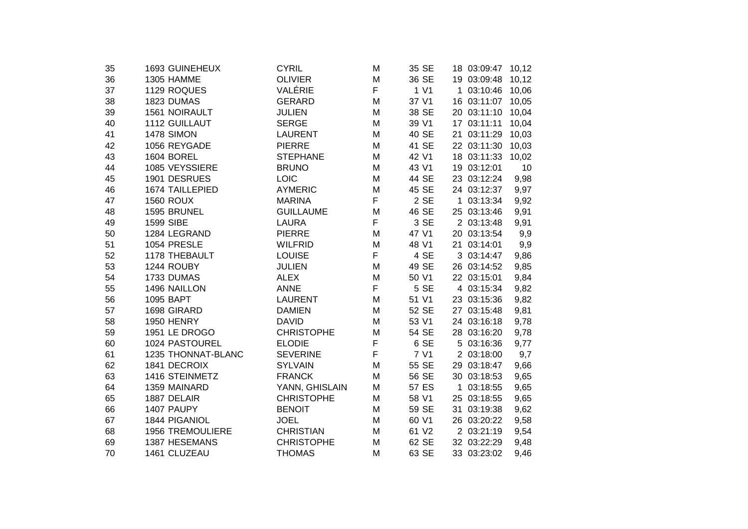| | | | | | | | | |
|---|---|---|---|---|---|---|---|---|
| 35 | 1693 | GUINEHEUX | CYRIL | M | 35 SE | 18 | 03:09:47 | 10,12 |
| 36 | 1305 | HAMME | OLIVIER | M | 36 SE | 19 | 03:09:48 | 10,12 |
| 37 | 1129 | ROQUES | VALÉRIE | F | 1 V1 | 1 | 03:10:46 | 10,06 |
| 38 | 1823 | DUMAS | GERARD | M | 37 V1 | 16 | 03:11:07 | 10,05 |
| 39 | 1561 | NOIRAULT | JULIEN | M | 38 SE | 20 | 03:11:10 | 10,04 |
| 40 | 1112 | GUILLAUT | SERGE | M | 39 V1 | 17 | 03:11:11 | 10,04 |
| 41 | 1478 | SIMON | LAURENT | M | 40 SE | 21 | 03:11:29 | 10,03 |
| 42 | 1056 | REYGADE | PIERRE | M | 41 SE | 22 | 03:11:30 | 10,03 |
| 43 | 1604 | BOREL | STEPHANE | M | 42 V1 | 18 | 03:11:33 | 10,02 |
| 44 | 1085 | VEYSSIERE | BRUNO | M | 43 V1 | 19 | 03:12:01 | 10 |
| 45 | 1901 | DESRUES | LOIC | M | 44 SE | 23 | 03:12:24 | 9,98 |
| 46 | 1674 | TAILLEPIED | AYMERIC | M | 45 SE | 24 | 03:12:37 | 9,97 |
| 47 | 1560 | ROUX | MARINA | F | 2 SE | 1 | 03:13:34 | 9,92 |
| 48 | 1595 | BRUNEL | GUILLAUME | M | 46 SE | 25 | 03:13:46 | 9,91 |
| 49 | 1599 | SIBE | LAURA | F | 3 SE | 2 | 03:13:48 | 9,91 |
| 50 | 1284 | LEGRAND | PIERRE | M | 47 V1 | 20 | 03:13:54 | 9,9 |
| 51 | 1054 | PRESLE | WILFRID | M | 48 V1 | 21 | 03:14:01 | 9,9 |
| 52 | 1178 | THEBAULT | LOUISE | F | 4 SE | 3 | 03:14:47 | 9,86 |
| 53 | 1244 | ROUBY | JULIEN | M | 49 SE | 26 | 03:14:52 | 9,85 |
| 54 | 1733 | DUMAS | ALEX | M | 50 V1 | 22 | 03:15:01 | 9,84 |
| 55 | 1496 | NAILLON | ANNE | F | 5 SE | 4 | 03:15:34 | 9,82 |
| 56 | 1095 | BAPT | LAURENT | M | 51 V1 | 23 | 03:15:36 | 9,82 |
| 57 | 1698 | GIRARD | DAMIEN | M | 52 SE | 27 | 03:15:48 | 9,81 |
| 58 | 1950 | HENRY | DAVID | M | 53 V1 | 24 | 03:16:18 | 9,78 |
| 59 | 1951 | LE DROGO | CHRISTOPHE | M | 54 SE | 28 | 03:16:20 | 9,78 |
| 60 | 1024 | PASTOUREL | ELODIE | F | 6 SE | 5 | 03:16:36 | 9,77 |
| 61 | 1235 | THONNAT-BLANC | SEVERINE | F | 7 V1 | 2 | 03:18:00 | 9,7 |
| 62 | 1841 | DECROIX | SYLVAIN | M | 55 SE | 29 | 03:18:47 | 9,66 |
| 63 | 1416 | STEINMETZ | FRANCK | M | 56 SE | 30 | 03:18:53 | 9,65 |
| 64 | 1359 | MAINARD | YANN, GHISLAIN | M | 57 ES | 1 | 03:18:55 | 9,65 |
| 65 | 1887 | DELAIR | CHRISTOPHE | M | 58 V1 | 25 | 03:18:55 | 9,65 |
| 66 | 1407 | PAUPY | BENOIT | M | 59 SE | 31 | 03:19:38 | 9,62 |
| 67 | 1844 | PIGANIOL | JOEL | M | 60 V1 | 26 | 03:20:22 | 9,58 |
| 68 | 1956 | TREMOULIERE | CHRISTIAN | M | 61 V2 | 2 | 03:21:19 | 9,54 |
| 69 | 1387 | HESEMANS | CHRISTOPHE | M | 62 SE | 32 | 03:22:29 | 9,48 |
| 70 | 1461 | CLUZEAU | THOMAS | M | 63 SE | 33 | 03:23:02 | 9,46 |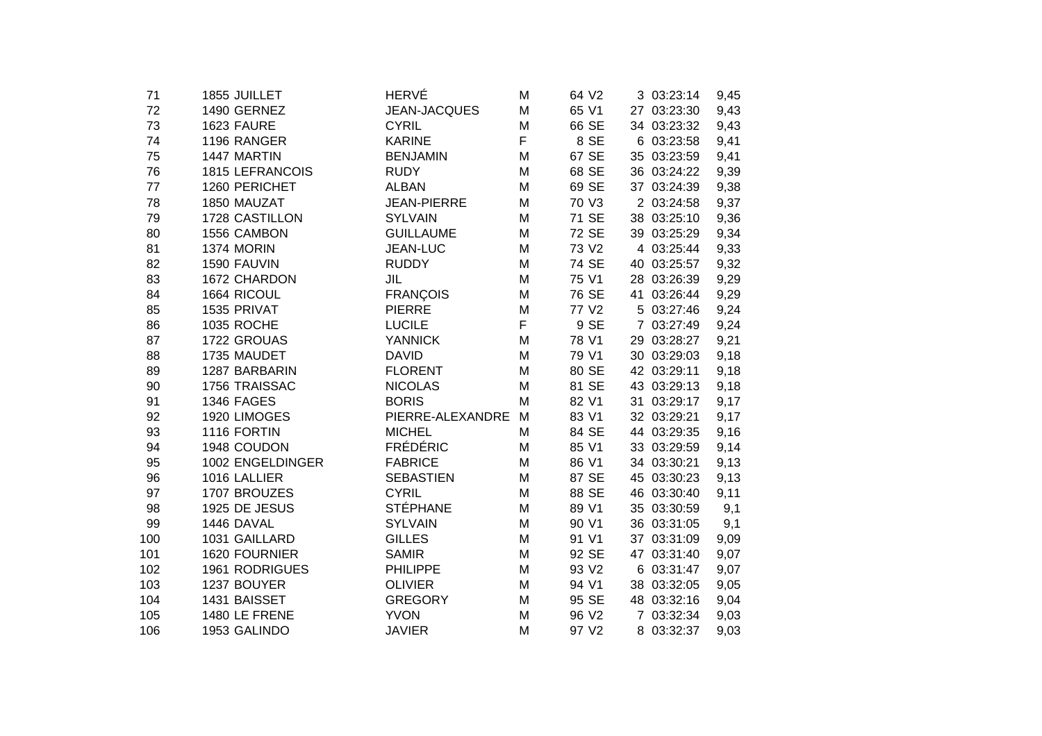| | | | | | | | | | |
|---|---|---|---|---|---|---|---|---|---|
| 71 | 1855 | JUILLET | HERVÉ | M | 64 | V2 | 3 | 03:23:14 | 9,45 |
| 72 | 1490 | GERNEZ | JEAN-JACQUES | M | 65 | V1 | 27 | 03:23:30 | 9,43 |
| 73 | 1623 | FAURE | CYRIL | M | 66 | SE | 34 | 03:23:32 | 9,43 |
| 74 | 1196 | RANGER | KARINE | F | 8 | SE | 6 | 03:23:58 | 9,41 |
| 75 | 1447 | MARTIN | BENJAMIN | M | 67 | SE | 35 | 03:23:59 | 9,41 |
| 76 | 1815 | LEFRANCOIS | RUDY | M | 68 | SE | 36 | 03:24:22 | 9,39 |
| 77 | 1260 | PERICHET | ALBAN | M | 69 | SE | 37 | 03:24:39 | 9,38 |
| 78 | 1850 | MAUZAT | JEAN-PIERRE | M | 70 | V3 | 2 | 03:24:58 | 9,37 |
| 79 | 1728 | CASTILLON | SYLVAIN | M | 71 | SE | 38 | 03:25:10 | 9,36 |
| 80 | 1556 | CAMBON | GUILLAUME | M | 72 | SE | 39 | 03:25:29 | 9,34 |
| 81 | 1374 | MORIN | JEAN-LUC | M | 73 | V2 | 4 | 03:25:44 | 9,33 |
| 82 | 1590 | FAUVIN | RUDDY | M | 74 | SE | 40 | 03:25:57 | 9,32 |
| 83 | 1672 | CHARDON | JIL | M | 75 | V1 | 28 | 03:26:39 | 9,29 |
| 84 | 1664 | RICOUL | FRANÇOIS | M | 76 | SE | 41 | 03:26:44 | 9,29 |
| 85 | 1535 | PRIVAT | PIERRE | M | 77 | V2 | 5 | 03:27:46 | 9,24 |
| 86 | 1035 | ROCHE | LUCILE | F | 9 | SE | 7 | 03:27:49 | 9,24 |
| 87 | 1722 | GROUAS | YANNICK | M | 78 | V1 | 29 | 03:28:27 | 9,21 |
| 88 | 1735 | MAUDET | DAVID | M | 79 | V1 | 30 | 03:29:03 | 9,18 |
| 89 | 1287 | BARBARIN | FLORENT | M | 80 | SE | 42 | 03:29:11 | 9,18 |
| 90 | 1756 | TRAISSAC | NICOLAS | M | 81 | SE | 43 | 03:29:13 | 9,18 |
| 91 | 1346 | FAGES | BORIS | M | 82 | V1 | 31 | 03:29:17 | 9,17 |
| 92 | 1920 | LIMOGES | PIERRE-ALEXANDRE | M | 83 | V1 | 32 | 03:29:21 | 9,17 |
| 93 | 1116 | FORTIN | MICHEL | M | 84 | SE | 44 | 03:29:35 | 9,16 |
| 94 | 1948 | COUDON | FRÉDÉRIC | M | 85 | V1 | 33 | 03:29:59 | 9,14 |
| 95 | 1002 | ENGELDINGER | FABRICE | M | 86 | V1 | 34 | 03:30:21 | 9,13 |
| 96 | 1016 | LALLIER | SEBASTIEN | M | 87 | SE | 45 | 03:30:23 | 9,13 |
| 97 | 1707 | BROUZES | CYRIL | M | 88 | SE | 46 | 03:30:40 | 9,11 |
| 98 | 1925 | DE JESUS | STÉPHANE | M | 89 | V1 | 35 | 03:30:59 | 9,1 |
| 99 | 1446 | DAVAL | SYLVAIN | M | 90 | V1 | 36 | 03:31:05 | 9,1 |
| 100 | 1031 | GAILLARD | GILLES | M | 91 | V1 | 37 | 03:31:09 | 9,09 |
| 101 | 1620 | FOURNIER | SAMIR | M | 92 | SE | 47 | 03:31:40 | 9,07 |
| 102 | 1961 | RODRIGUES | PHILIPPE | M | 93 | V2 | 6 | 03:31:47 | 9,07 |
| 103 | 1237 | BOUYER | OLIVIER | M | 94 | V1 | 38 | 03:32:05 | 9,05 |
| 104 | 1431 | BAISSET | GREGORY | M | 95 | SE | 48 | 03:32:16 | 9,04 |
| 105 | 1480 | LE FRENE | YVON | M | 96 | V2 | 7 | 03:32:34 | 9,03 |
| 106 | 1953 | GALINDO | JAVIER | M | 97 | V2 | 8 | 03:32:37 | 9,03 |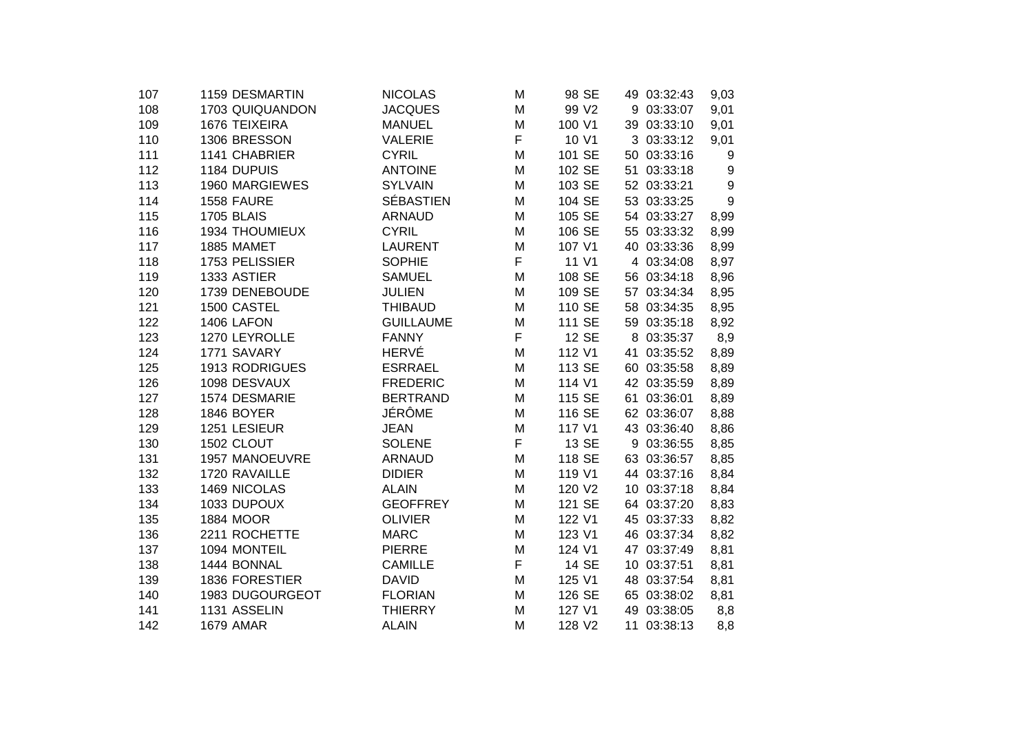| | | | | | | | | | |
|---|---|---|---|---|---|---|---|---|---|
| 107 | 1159 | DESMARTIN | NICOLAS | M | 98 | SE | 49 | 03:32:43 | 9,03 |
| 108 | 1703 | QUIQUANDON | JACQUES | M | 99 | V2 | 9 | 03:33:07 | 9,01 |
| 109 | 1676 | TEIXEIRA | MANUEL | M | 100 | V1 | 39 | 03:33:10 | 9,01 |
| 110 | 1306 | BRESSON | VALERIE | F | 10 | V1 | 3 | 03:33:12 | 9,01 |
| 111 | 1141 | CHABRIER | CYRIL | M | 101 | SE | 50 | 03:33:16 | 9 |
| 112 | 1184 | DUPUIS | ANTOINE | M | 102 | SE | 51 | 03:33:18 | 9 |
| 113 | 1960 | MARGIEWES | SYLVAIN | M | 103 | SE | 52 | 03:33:21 | 9 |
| 114 | 1558 | FAURE | SÉBASTIEN | M | 104 | SE | 53 | 03:33:25 | 9 |
| 115 | 1705 | BLAIS | ARNAUD | M | 105 | SE | 54 | 03:33:27 | 8,99 |
| 116 | 1934 | THOUMIEUX | CYRIL | M | 106 | SE | 55 | 03:33:32 | 8,99 |
| 117 | 1885 | MAMET | LAURENT | M | 107 | V1 | 40 | 03:33:36 | 8,99 |
| 118 | 1753 | PELISSIER | SOPHIE | F | 11 | V1 | 4 | 03:34:08 | 8,97 |
| 119 | 1333 | ASTIER | SAMUEL | M | 108 | SE | 56 | 03:34:18 | 8,96 |
| 120 | 1739 | DENEBOUDE | JULIEN | M | 109 | SE | 57 | 03:34:34 | 8,95 |
| 121 | 1500 | CASTEL | THIBAUD | M | 110 | SE | 58 | 03:34:35 | 8,95 |
| 122 | 1406 | LAFON | GUILLAUME | M | 111 | SE | 59 | 03:35:18 | 8,92 |
| 123 | 1270 | LEYROLLE | FANNY | F | 12 | SE | 8 | 03:35:37 | 8,9 |
| 124 | 1771 | SAVARY | HERVÉ | M | 112 | V1 | 41 | 03:35:52 | 8,89 |
| 125 | 1913 | RODRIGUES | ESRRAEL | M | 113 | SE | 60 | 03:35:58 | 8,89 |
| 126 | 1098 | DESVAUX | FREDERIC | M | 114 | V1 | 42 | 03:35:59 | 8,89 |
| 127 | 1574 | DESMARIE | BERTRAND | M | 115 | SE | 61 | 03:36:01 | 8,89 |
| 128 | 1846 | BOYER | JÉRÔME | M | 116 | SE | 62 | 03:36:07 | 8,88 |
| 129 | 1251 | LESIEUR | JEAN | M | 117 | V1 | 43 | 03:36:40 | 8,86 |
| 130 | 1502 | CLOUT | SOLENE | F | 13 | SE | 9 | 03:36:55 | 8,85 |
| 131 | 1957 | MANOEUVRE | ARNAUD | M | 118 | SE | 63 | 03:36:57 | 8,85 |
| 132 | 1720 | RAVAILLE | DIDIER | M | 119 | V1 | 44 | 03:37:16 | 8,84 |
| 133 | 1469 | NICOLAS | ALAIN | M | 120 | V2 | 10 | 03:37:18 | 8,84 |
| 134 | 1033 | DUPOUX | GEOFFREY | M | 121 | SE | 64 | 03:37:20 | 8,83 |
| 135 | 1884 | MOOR | OLIVIER | M | 122 | V1 | 45 | 03:37:33 | 8,82 |
| 136 | 2211 | ROCHETTE | MARC | M | 123 | V1 | 46 | 03:37:34 | 8,82 |
| 137 | 1094 | MONTEIL | PIERRE | M | 124 | V1 | 47 | 03:37:49 | 8,81 |
| 138 | 1444 | BONNAL | CAMILLE | F | 14 | SE | 10 | 03:37:51 | 8,81 |
| 139 | 1836 | FORESTIER | DAVID | M | 125 | V1 | 48 | 03:37:54 | 8,81 |
| 140 | 1983 | DUGOURGEOT | FLORIAN | M | 126 | SE | 65 | 03:38:02 | 8,81 |
| 141 | 1131 | ASSELIN | THIERRY | M | 127 | V1 | 49 | 03:38:05 | 8,8 |
| 142 | 1679 | AMAR | ALAIN | M | 128 | V2 | 11 | 03:38:13 | 8,8 |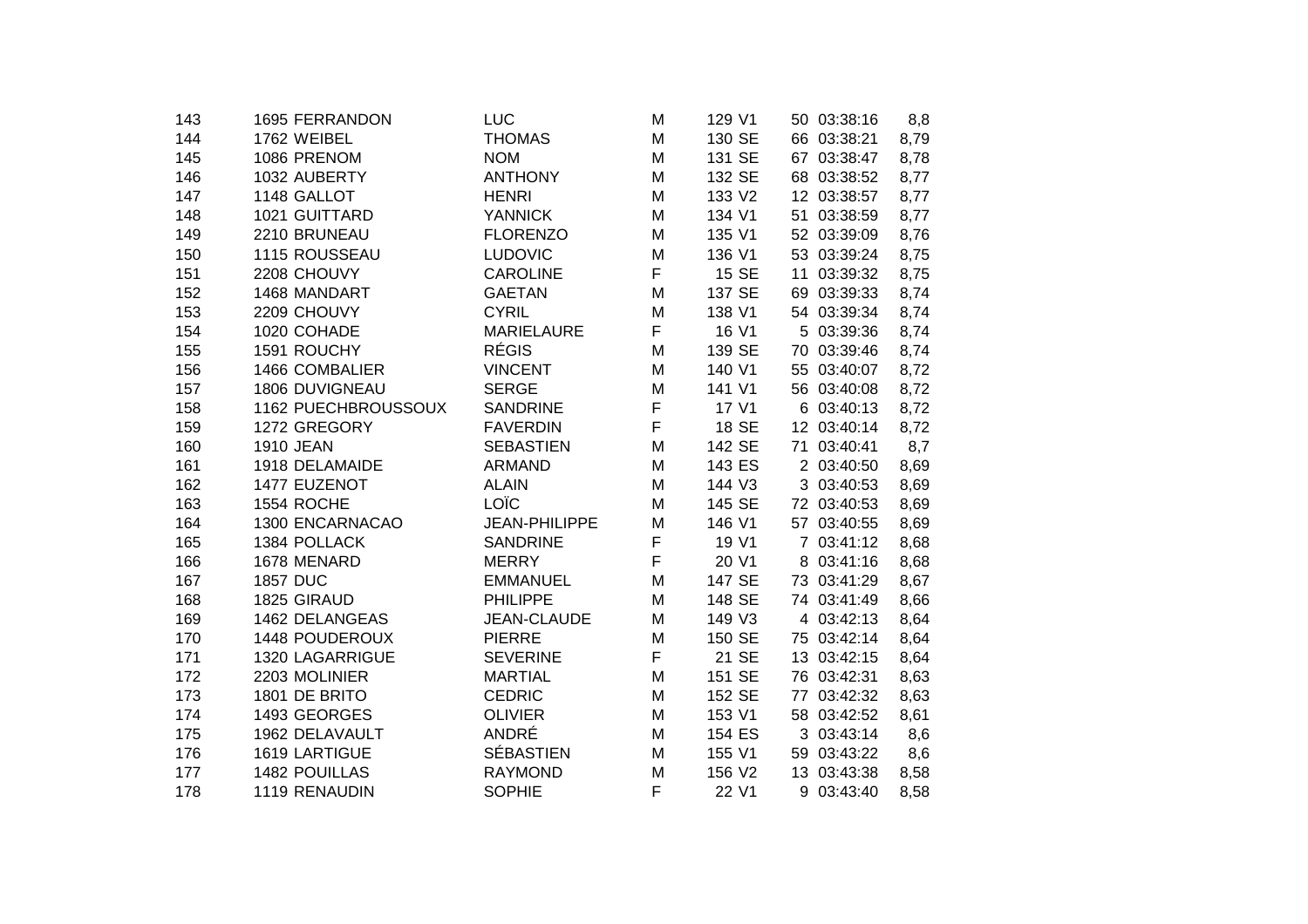| | | | | | | | | | |
|---|---|---|---|---|---|---|---|---|---|
| 143 | 1695 | FERRANDON | LUC | M | 129 | V1 | 50 | 03:38:16 | 8,8 |
| 144 | 1762 | WEIBEL | THOMAS | M | 130 | SE | 66 | 03:38:21 | 8,79 |
| 145 | 1086 | PRENOM | NOM | M | 131 | SE | 67 | 03:38:47 | 8,78 |
| 146 | 1032 | AUBERTY | ANTHONY | M | 132 | SE | 68 | 03:38:52 | 8,77 |
| 147 | 1148 | GALLOT | HENRI | M | 133 | V2 | 12 | 03:38:57 | 8,77 |
| 148 | 1021 | GUITTARD | YANNICK | M | 134 | V1 | 51 | 03:38:59 | 8,77 |
| 149 | 2210 | BRUNEAU | FLORENZO | M | 135 | V1 | 52 | 03:39:09 | 8,76 |
| 150 | 1115 | ROUSSEAU | LUDOVIC | M | 136 | V1 | 53 | 03:39:24 | 8,75 |
| 151 | 2208 | CHOUVY | CAROLINE | F | 15 | SE | 11 | 03:39:32 | 8,75 |
| 152 | 1468 | MANDART | GAETAN | M | 137 | SE | 69 | 03:39:33 | 8,74 |
| 153 | 2209 | CHOUVY | CYRIL | M | 138 | V1 | 54 | 03:39:34 | 8,74 |
| 154 | 1020 | COHADE | MARIELAURE | F | 16 | V1 | 5 | 03:39:36 | 8,74 |
| 155 | 1591 | ROUCHY | RÉGIS | M | 139 | SE | 70 | 03:39:46 | 8,74 |
| 156 | 1466 | COMBALIER | VINCENT | M | 140 | V1 | 55 | 03:40:07 | 8,72 |
| 157 | 1806 | DUVIGNEAU | SERGE | M | 141 | V1 | 56 | 03:40:08 | 8,72 |
| 158 | 1162 | PUECHBROUSSOUX | SANDRINE | F | 17 | V1 | 6 | 03:40:13 | 8,72 |
| 159 | 1272 | GREGORY | FAVERDIN | F | 18 | SE | 12 | 03:40:14 | 8,72 |
| 160 | 1910 | JEAN | SEBASTIEN | M | 142 | SE | 71 | 03:40:41 | 8,7 |
| 161 | 1918 | DELAMAIDE | ARMAND | M | 143 | ES | 2 | 03:40:50 | 8,69 |
| 162 | 1477 | EUZENOT | ALAIN | M | 144 | V3 | 3 | 03:40:53 | 8,69 |
| 163 | 1554 | ROCHE | LOÏC | M | 145 | SE | 72 | 03:40:53 | 8,69 |
| 164 | 1300 | ENCARNACAO | JEAN-PHILIPPE | M | 146 | V1 | 57 | 03:40:55 | 8,69 |
| 165 | 1384 | POLLACK | SANDRINE | F | 19 | V1 | 7 | 03:41:12 | 8,68 |
| 166 | 1678 | MENARD | MERRY | F | 20 | V1 | 8 | 03:41:16 | 8,68 |
| 167 | 1857 | DUC | EMMANUEL | M | 147 | SE | 73 | 03:41:29 | 8,67 |
| 168 | 1825 | GIRAUD | PHILIPPE | M | 148 | SE | 74 | 03:41:49 | 8,66 |
| 169 | 1462 | DELANGEAS | JEAN-CLAUDE | M | 149 | V3 | 4 | 03:42:13 | 8,64 |
| 170 | 1448 | POUDEROUX | PIERRE | M | 150 | SE | 75 | 03:42:14 | 8,64 |
| 171 | 1320 | LAGARRIGUE | SEVERINE | F | 21 | SE | 13 | 03:42:15 | 8,64 |
| 172 | 2203 | MOLINIER | MARTIAL | M | 151 | SE | 76 | 03:42:31 | 8,63 |
| 173 | 1801 | DE BRITO | CEDRIC | M | 152 | SE | 77 | 03:42:32 | 8,63 |
| 174 | 1493 | GEORGES | OLIVIER | M | 153 | V1 | 58 | 03:42:52 | 8,61 |
| 175 | 1962 | DELAVAULT | ANDRÉ | M | 154 | ES | 3 | 03:43:14 | 8,6 |
| 176 | 1619 | LARTIGUE | SÉBASTIEN | M | 155 | V1 | 59 | 03:43:22 | 8,6 |
| 177 | 1482 | POUILLAS | RAYMOND | M | 156 | V2 | 13 | 03:43:38 | 8,58 |
| 178 | 1119 | RENAUDIN | SOPHIE | F | 22 | V1 | 9 | 03:43:40 | 8,58 |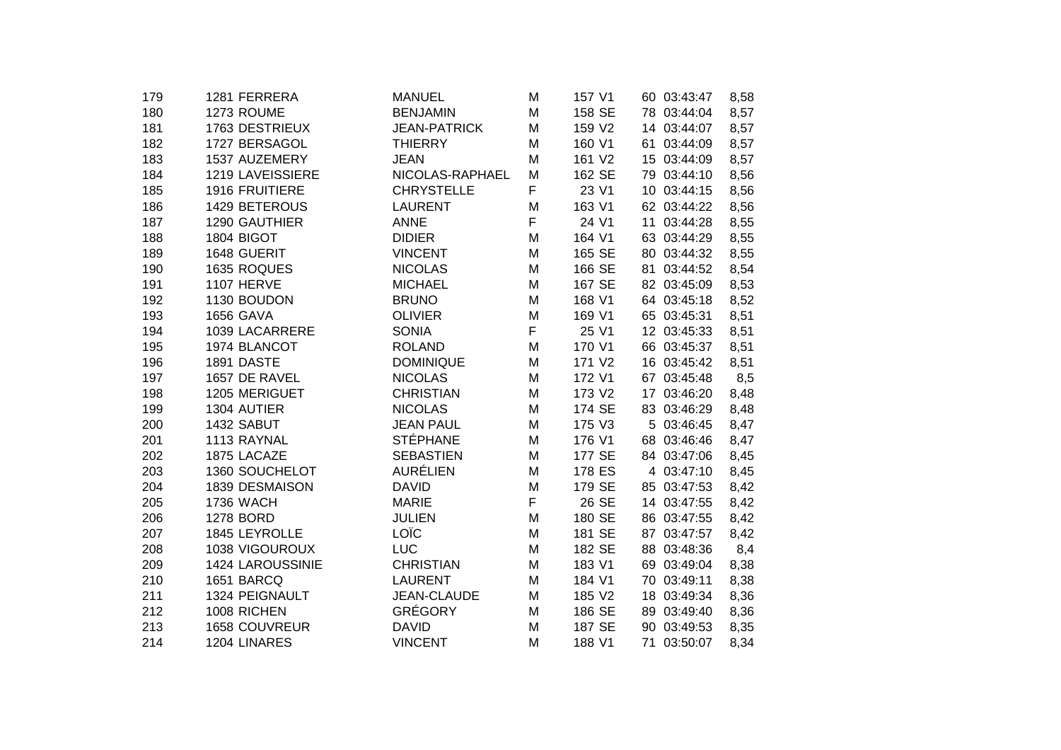| | | | | | | | | | |
|---|---|---|---|---|---|---|---|---|---|
| 179 | 1281 | FERRERA | MANUEL | M | 157 | V1 | 60 | 03:43:47 | 8,58 |
| 180 | 1273 | ROUME | BENJAMIN | M | 158 | SE | 78 | 03:44:04 | 8,57 |
| 181 | 1763 | DESTRIEUX | JEAN-PATRICK | M | 159 | V2 | 14 | 03:44:07 | 8,57 |
| 182 | 1727 | BERSAGOL | THIERRY | M | 160 | V1 | 61 | 03:44:09 | 8,57 |
| 183 | 1537 | AUZEMERY | JEAN | M | 161 | V2 | 15 | 03:44:09 | 8,57 |
| 184 | 1219 | LAVEISSIERE | NICOLAS-RAPHAEL | M | 162 | SE | 79 | 03:44:10 | 8,56 |
| 185 | 1916 | FRUITIERE | CHRYSTELLE | F | 23 | V1 | 10 | 03:44:15 | 8,56 |
| 186 | 1429 | BETEROUS | LAURENT | M | 163 | V1 | 62 | 03:44:22 | 8,56 |
| 187 | 1290 | GAUTHIER | ANNE | F | 24 | V1 | 11 | 03:44:28 | 8,55 |
| 188 | 1804 | BIGOT | DIDIER | M | 164 | V1 | 63 | 03:44:29 | 8,55 |
| 189 | 1648 | GUERIT | VINCENT | M | 165 | SE | 80 | 03:44:32 | 8,55 |
| 190 | 1635 | ROQUES | NICOLAS | M | 166 | SE | 81 | 03:44:52 | 8,54 |
| 191 | 1107 | HERVE | MICHAEL | M | 167 | SE | 82 | 03:45:09 | 8,53 |
| 192 | 1130 | BOUDON | BRUNO | M | 168 | V1 | 64 | 03:45:18 | 8,52 |
| 193 | 1656 | GAVA | OLIVIER | M | 169 | V1 | 65 | 03:45:31 | 8,51 |
| 194 | 1039 | LACARRERE | SONIA | F | 25 | V1 | 12 | 03:45:33 | 8,51 |
| 195 | 1974 | BLANCOT | ROLAND | M | 170 | V1 | 66 | 03:45:37 | 8,51 |
| 196 | 1891 | DASTE | DOMINIQUE | M | 171 | V2 | 16 | 03:45:42 | 8,51 |
| 197 | 1657 | DE RAVEL | NICOLAS | M | 172 | V1 | 67 | 03:45:48 | 8,5 |
| 198 | 1205 | MERIGUET | CHRISTIAN | M | 173 | V2 | 17 | 03:46:20 | 8,48 |
| 199 | 1304 | AUTIER | NICOLAS | M | 174 | SE | 83 | 03:46:29 | 8,48 |
| 200 | 1432 | SABUT | JEAN PAUL | M | 175 | V3 | 5 | 03:46:45 | 8,47 |
| 201 | 1113 | RAYNAL | STÉPHANE | M | 176 | V1 | 68 | 03:46:46 | 8,47 |
| 202 | 1875 | LACAZE | SEBASTIEN | M | 177 | SE | 84 | 03:47:06 | 8,45 |
| 203 | 1360 | SOUCHELOT | AURÉLIEN | M | 178 | ES | 4 | 03:47:10 | 8,45 |
| 204 | 1839 | DESMAISON | DAVID | M | 179 | SE | 85 | 03:47:53 | 8,42 |
| 205 | 1736 | WACH | MARIE | F | 26 | SE | 14 | 03:47:55 | 8,42 |
| 206 | 1278 | BORD | JULIEN | M | 180 | SE | 86 | 03:47:55 | 8,42 |
| 207 | 1845 | LEYROLLE | LOÏC | M | 181 | SE | 87 | 03:47:57 | 8,42 |
| 208 | 1038 | VIGOUROUX | LUC | M | 182 | SE | 88 | 03:48:36 | 8,4 |
| 209 | 1424 | LAROUSSINIE | CHRISTIAN | M | 183 | V1 | 69 | 03:49:04 | 8,38 |
| 210 | 1651 | BARCQ | LAURENT | M | 184 | V1 | 70 | 03:49:11 | 8,38 |
| 211 | 1324 | PEIGNAULT | JEAN-CLAUDE | M | 185 | V2 | 18 | 03:49:34 | 8,36 |
| 212 | 1008 | RICHEN | GRÉGORY | M | 186 | SE | 89 | 03:49:40 | 8,36 |
| 213 | 1658 | COUVREUR | DAVID | M | 187 | SE | 90 | 03:49:53 | 8,35 |
| 214 | 1204 | LINARES | VINCENT | M | 188 | V1 | 71 | 03:50:07 | 8,34 |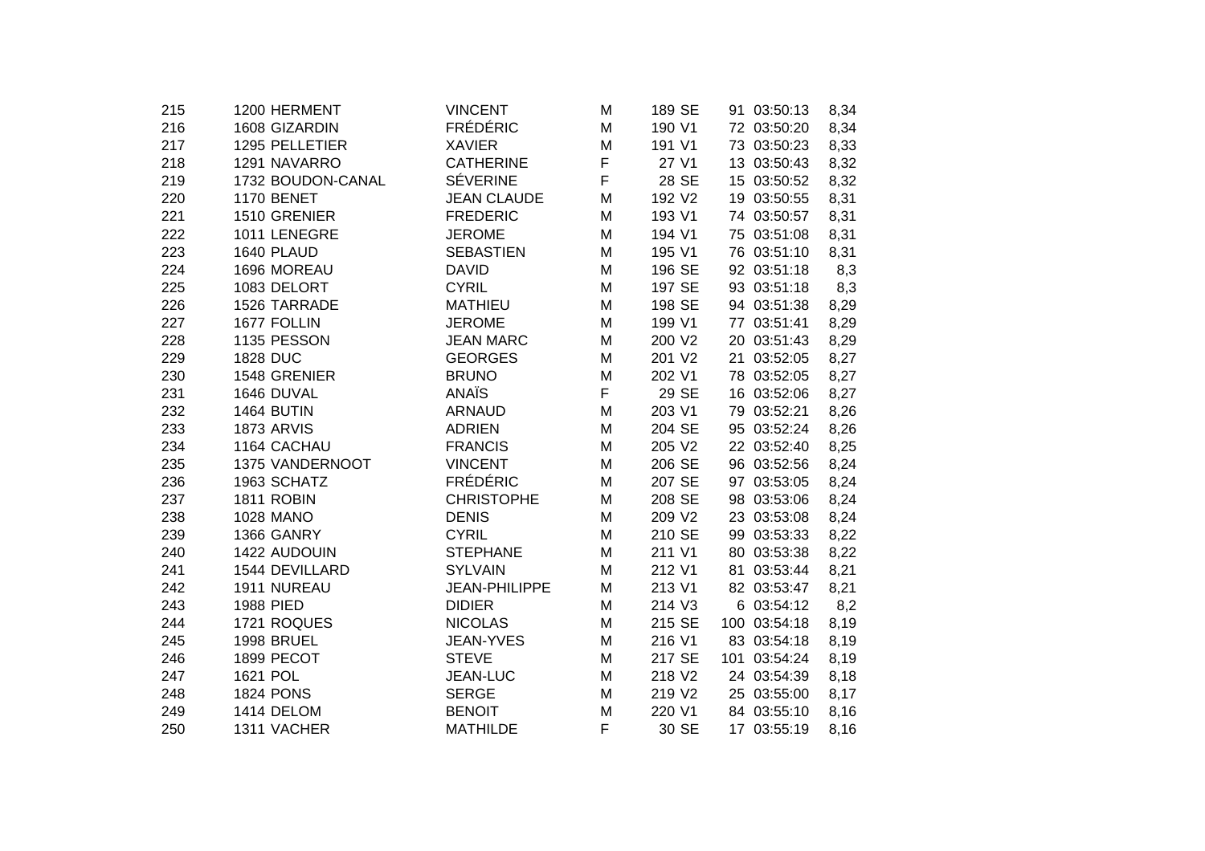| | | | | | | | | | |
|---|---|---|---|---|---|---|---|---|---|
| 215 | 1200 | HERMENT | VINCENT | M | 189 | SE | 91 | 03:50:13 | 8,34 |
| 216 | 1608 | GIZARDIN | FRÉDÉRIC | M | 190 | V1 | 72 | 03:50:20 | 8,34 |
| 217 | 1295 | PELLETIER | XAVIER | M | 191 | V1 | 73 | 03:50:23 | 8,33 |
| 218 | 1291 | NAVARRO | CATHERINE | F | 27 | V1 | 13 | 03:50:43 | 8,32 |
| 219 | 1732 | BOUDON-CANAL | SÉVERINE | F | 28 | SE | 15 | 03:50:52 | 8,32 |
| 220 | 1170 | BENET | JEAN CLAUDE | M | 192 | V2 | 19 | 03:50:55 | 8,31 |
| 221 | 1510 | GRENIER | FREDERIC | M | 193 | V1 | 74 | 03:50:57 | 8,31 |
| 222 | 1011 | LENEGRE | JEROME | M | 194 | V1 | 75 | 03:51:08 | 8,31 |
| 223 | 1640 | PLAUD | SEBASTIEN | M | 195 | V1 | 76 | 03:51:10 | 8,31 |
| 224 | 1696 | MOREAU | DAVID | M | 196 | SE | 92 | 03:51:18 | 8,3 |
| 225 | 1083 | DELORT | CYRIL | M | 197 | SE | 93 | 03:51:18 | 8,3 |
| 226 | 1526 | TARRADE | MATHIEU | M | 198 | SE | 94 | 03:51:38 | 8,29 |
| 227 | 1677 | FOLLIN | JEROME | M | 199 | V1 | 77 | 03:51:41 | 8,29 |
| 228 | 1135 | PESSON | JEAN MARC | M | 200 | V2 | 20 | 03:51:43 | 8,29 |
| 229 | 1828 | DUC | GEORGES | M | 201 | V2 | 21 | 03:52:05 | 8,27 |
| 230 | 1548 | GRENIER | BRUNO | M | 202 | V1 | 78 | 03:52:05 | 8,27 |
| 231 | 1646 | DUVAL | ANAÏS | F | 29 | SE | 16 | 03:52:06 | 8,27 |
| 232 | 1464 | BUTIN | ARNAUD | M | 203 | V1 | 79 | 03:52:21 | 8,26 |
| 233 | 1873 | ARVIS | ADRIEN | M | 204 | SE | 95 | 03:52:24 | 8,26 |
| 234 | 1164 | CACHAU | FRANCIS | M | 205 | V2 | 22 | 03:52:40 | 8,25 |
| 235 | 1375 | VANDERNOOT | VINCENT | M | 206 | SE | 96 | 03:52:56 | 8,24 |
| 236 | 1963 | SCHATZ | FRÉDÉRIC | M | 207 | SE | 97 | 03:53:05 | 8,24 |
| 237 | 1811 | ROBIN | CHRISTOPHE | M | 208 | SE | 98 | 03:53:06 | 8,24 |
| 238 | 1028 | MANO | DENIS | M | 209 | V2 | 23 | 03:53:08 | 8,24 |
| 239 | 1366 | GANRY | CYRIL | M | 210 | SE | 99 | 03:53:33 | 8,22 |
| 240 | 1422 | AUDOUIN | STEPHANE | M | 211 | V1 | 80 | 03:53:38 | 8,22 |
| 241 | 1544 | DEVILLARD | SYLVAIN | M | 212 | V1 | 81 | 03:53:44 | 8,21 |
| 242 | 1911 | NUREAU | JEAN-PHILIPPE | M | 213 | V1 | 82 | 03:53:47 | 8,21 |
| 243 | 1988 | PIED | DIDIER | M | 214 | V3 | 6 | 03:54:12 | 8,2 |
| 244 | 1721 | ROQUES | NICOLAS | M | 215 | SE | 100 | 03:54:18 | 8,19 |
| 245 | 1998 | BRUEL | JEAN-YVES | M | 216 | V1 | 83 | 03:54:18 | 8,19 |
| 246 | 1899 | PECOT | STEVE | M | 217 | SE | 101 | 03:54:24 | 8,19 |
| 247 | 1621 | POL | JEAN-LUC | M | 218 | V2 | 24 | 03:54:39 | 8,18 |
| 248 | 1824 | PONS | SERGE | M | 219 | V2 | 25 | 03:55:00 | 8,17 |
| 249 | 1414 | DELOM | BENOIT | M | 220 | V1 | 84 | 03:55:10 | 8,16 |
| 250 | 1311 | VACHER | MATHILDE | F | 30 | SE | 17 | 03:55:19 | 8,16 |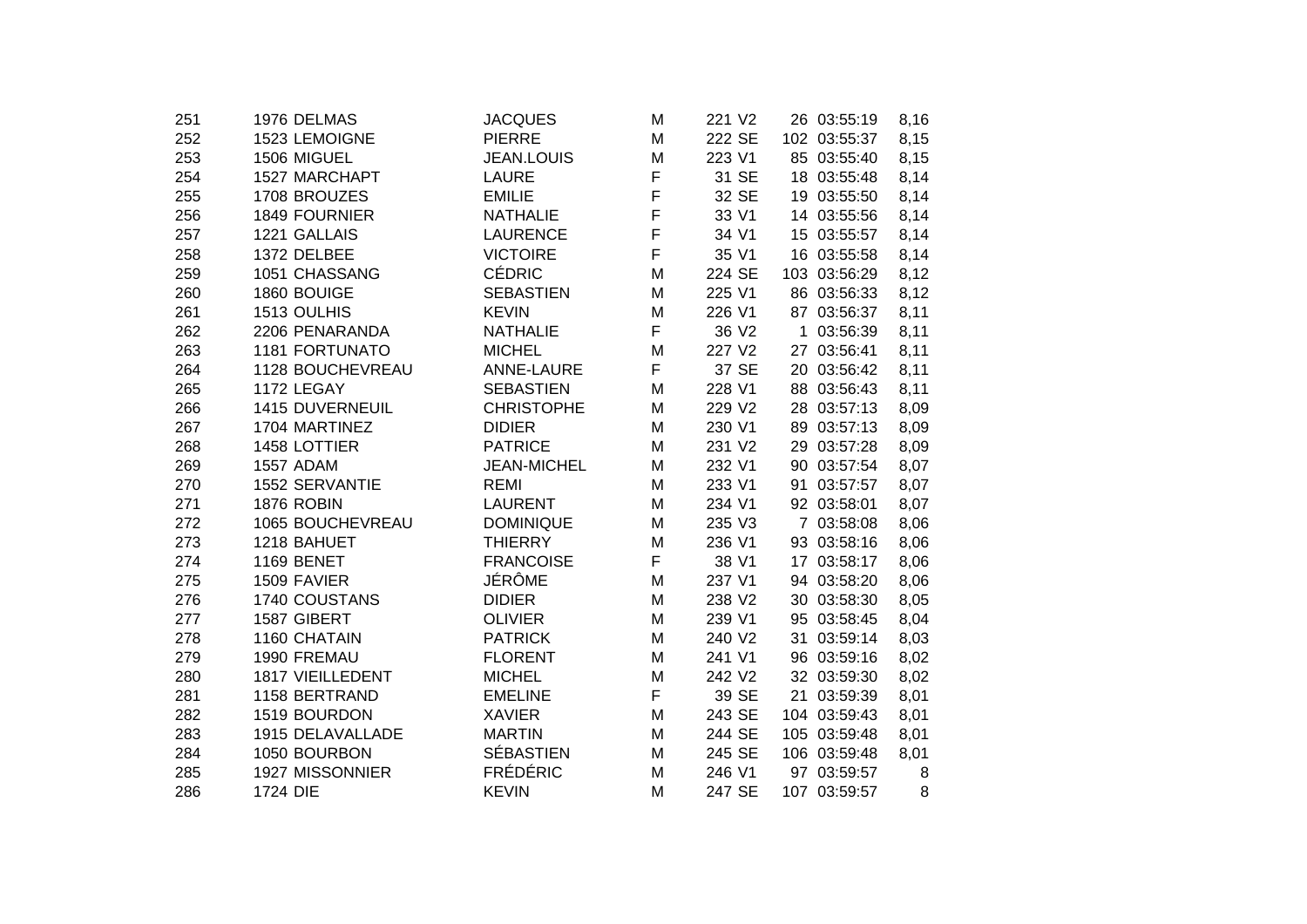| | | | | | | | | | | |
|---|---|---|---|---|---|---|---|---|---|---|
| 251 | 1976 | DELMAS | JACQUES | M | 221 | V2 | 26 | 03:55:19 | 8,16 |
| 252 | 1523 | LEMOIGNE | PIERRE | M | 222 | SE | 102 | 03:55:37 | 8,15 |
| 253 | 1506 | MIGUEL | JEAN.LOUIS | M | 223 | V1 | 85 | 03:55:40 | 8,15 |
| 254 | 1527 | MARCHAPT | LAURE | F | 31 | SE | 18 | 03:55:48 | 8,14 |
| 255 | 1708 | BROUZES | EMILIE | F | 32 | SE | 19 | 03:55:50 | 8,14 |
| 256 | 1849 | FOURNIER | NATHALIE | F | 33 | V1 | 14 | 03:55:56 | 8,14 |
| 257 | 1221 | GALLAIS | LAURENCE | F | 34 | V1 | 15 | 03:55:57 | 8,14 |
| 258 | 1372 | DELBEE | VICTOIRE | F | 35 | V1 | 16 | 03:55:58 | 8,14 |
| 259 | 1051 | CHASSANG | CÉDRIC | M | 224 | SE | 103 | 03:56:29 | 8,12 |
| 260 | 1860 | BOUIGE | SEBASTIEN | M | 225 | V1 | 86 | 03:56:33 | 8,12 |
| 261 | 1513 | OULHIS | KEVIN | M | 226 | V1 | 87 | 03:56:37 | 8,11 |
| 262 | 2206 | PENARANDA | NATHALIE | F | 36 | V2 | 1 | 03:56:39 | 8,11 |
| 263 | 1181 | FORTUNATO | MICHEL | M | 227 | V2 | 27 | 03:56:41 | 8,11 |
| 264 | 1128 | BOUCHEVREAU | ANNE-LAURE | F | 37 | SE | 20 | 03:56:42 | 8,11 |
| 265 | 1172 | LEGAY | SEBASTIEN | M | 228 | V1 | 88 | 03:56:43 | 8,11 |
| 266 | 1415 | DUVERNEUIL | CHRISTOPHE | M | 229 | V2 | 28 | 03:57:13 | 8,09 |
| 267 | 1704 | MARTINEZ | DIDIER | M | 230 | V1 | 89 | 03:57:13 | 8,09 |
| 268 | 1458 | LOTTIER | PATRICE | M | 231 | V2 | 29 | 03:57:28 | 8,09 |
| 269 | 1557 | ADAM | JEAN-MICHEL | M | 232 | V1 | 90 | 03:57:54 | 8,07 |
| 270 | 1552 | SERVANTIE | REMI | M | 233 | V1 | 91 | 03:57:57 | 8,07 |
| 271 | 1876 | ROBIN | LAURENT | M | 234 | V1 | 92 | 03:58:01 | 8,07 |
| 272 | 1065 | BOUCHEVREAU | DOMINIQUE | M | 235 | V3 | 7 | 03:58:08 | 8,06 |
| 273 | 1218 | BAHUET | THIERRY | M | 236 | V1 | 93 | 03:58:16 | 8,06 |
| 274 | 1169 | BENET | FRANCOISE | F | 38 | V1 | 17 | 03:58:17 | 8,06 |
| 275 | 1509 | FAVIER | JÉRÔME | M | 237 | V1 | 94 | 03:58:20 | 8,06 |
| 276 | 1740 | COUSTANS | DIDIER | M | 238 | V2 | 30 | 03:58:30 | 8,05 |
| 277 | 1587 | GIBERT | OLIVIER | M | 239 | V1 | 95 | 03:58:45 | 8,04 |
| 278 | 1160 | CHATAIN | PATRICK | M | 240 | V2 | 31 | 03:59:14 | 8,03 |
| 279 | 1990 | FREMAU | FLORENT | M | 241 | V1 | 96 | 03:59:16 | 8,02 |
| 280 | 1817 | VIEILLEDENT | MICHEL | M | 242 | V2 | 32 | 03:59:30 | 8,02 |
| 281 | 1158 | BERTRAND | EMELINE | F | 39 | SE | 21 | 03:59:39 | 8,01 |
| 282 | 1519 | BOURDON | XAVIER | M | 243 | SE | 104 | 03:59:43 | 8,01 |
| 283 | 1915 | DELAVALLADE | MARTIN | M | 244 | SE | 105 | 03:59:48 | 8,01 |
| 284 | 1050 | BOURBON | SÉBASTIEN | M | 245 | SE | 106 | 03:59:48 | 8,01 |
| 285 | 1927 | MISSONNIER | FRÉDÉRIC | M | 246 | V1 | 97 | 03:59:57 | 8 |
| 286 | 1724 | DIE | KEVIN | M | 247 | SE | 107 | 03:59:57 | 8 |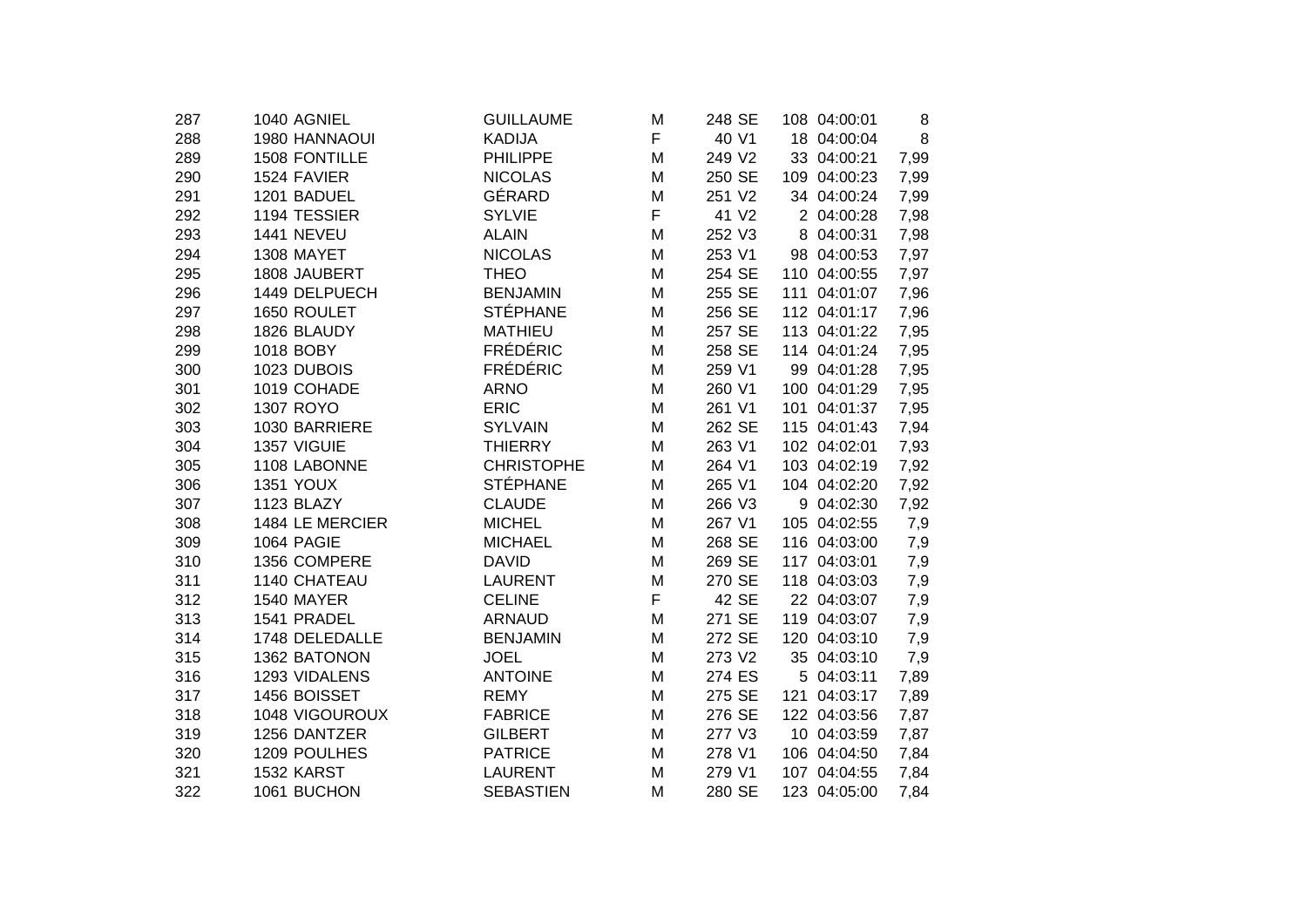| | | | | | | | | | |
|---|---|---|---|---|---|---|---|---|---|
| 287 | 1040 | AGNIEL | GUILLAUME | M | 248 | SE | 108 | 04:00:01 | 8 |
| 288 | 1980 | HANNAOUI | KADIJA | F | 40 | V1 | 18 | 04:00:04 | 8 |
| 289 | 1508 | FONTILLE | PHILIPPE | M | 249 | V2 | 33 | 04:00:21 | 7,99 |
| 290 | 1524 | FAVIER | NICOLAS | M | 250 | SE | 109 | 04:00:23 | 7,99 |
| 291 | 1201 | BADUEL | GÉRARD | M | 251 | V2 | 34 | 04:00:24 | 7,99 |
| 292 | 1194 | TESSIER | SYLVIE | F | 41 | V2 | 2 | 04:00:28 | 7,98 |
| 293 | 1441 | NEVEU | ALAIN | M | 252 | V3 | 8 | 04:00:31 | 7,98 |
| 294 | 1308 | MAYET | NICOLAS | M | 253 | V1 | 98 | 04:00:53 | 7,97 |
| 295 | 1808 | JAUBERT | THEO | M | 254 | SE | 110 | 04:00:55 | 7,97 |
| 296 | 1449 | DELPUECH | BENJAMIN | M | 255 | SE | 111 | 04:01:07 | 7,96 |
| 297 | 1650 | ROULET | STÉPHANE | M | 256 | SE | 112 | 04:01:17 | 7,96 |
| 298 | 1826 | BLAUDY | MATHIEU | M | 257 | SE | 113 | 04:01:22 | 7,95 |
| 299 | 1018 | BOBY | FRÉDÉRIC | M | 258 | SE | 114 | 04:01:24 | 7,95 |
| 300 | 1023 | DUBOIS | FRÉDÉRIC | M | 259 | V1 | 99 | 04:01:28 | 7,95 |
| 301 | 1019 | COHADE | ARNO | M | 260 | V1 | 100 | 04:01:29 | 7,95 |
| 302 | 1307 | ROYO | ERIC | M | 261 | V1 | 101 | 04:01:37 | 7,95 |
| 303 | 1030 | BARRIERE | SYLVAIN | M | 262 | SE | 115 | 04:01:43 | 7,94 |
| 304 | 1357 | VIGUIE | THIERRY | M | 263 | V1 | 102 | 04:02:01 | 7,93 |
| 305 | 1108 | LABONNE | CHRISTOPHE | M | 264 | V1 | 103 | 04:02:19 | 7,92 |
| 306 | 1351 | YOUX | STÉPHANE | M | 265 | V1 | 104 | 04:02:20 | 7,92 |
| 307 | 1123 | BLAZY | CLAUDE | M | 266 | V3 | 9 | 04:02:30 | 7,92 |
| 308 | 1484 | LE MERCIER | MICHEL | M | 267 | V1 | 105 | 04:02:55 | 7,9 |
| 309 | 1064 | PAGIE | MICHAEL | M | 268 | SE | 116 | 04:03:00 | 7,9 |
| 310 | 1356 | COMPERE | DAVID | M | 269 | SE | 117 | 04:03:01 | 7,9 |
| 311 | 1140 | CHATEAU | LAURENT | M | 270 | SE | 118 | 04:03:03 | 7,9 |
| 312 | 1540 | MAYER | CELINE | F | 42 | SE | 22 | 04:03:07 | 7,9 |
| 313 | 1541 | PRADEL | ARNAUD | M | 271 | SE | 119 | 04:03:07 | 7,9 |
| 314 | 1748 | DELEDALLE | BENJAMIN | M | 272 | SE | 120 | 04:03:10 | 7,9 |
| 315 | 1362 | BATONON | JOEL | M | 273 | V2 | 35 | 04:03:10 | 7,9 |
| 316 | 1293 | VIDALENS | ANTOINE | M | 274 | ES | 5 | 04:03:11 | 7,89 |
| 317 | 1456 | BOISSET | REMY | M | 275 | SE | 121 | 04:03:17 | 7,89 |
| 318 | 1048 | VIGOUROUX | FABRICE | M | 276 | SE | 122 | 04:03:56 | 7,87 |
| 319 | 1256 | DANTZER | GILBERT | M | 277 | V3 | 10 | 04:03:59 | 7,87 |
| 320 | 1209 | POULHES | PATRICE | M | 278 | V1 | 106 | 04:04:50 | 7,84 |
| 321 | 1532 | KARST | LAURENT | M | 279 | V1 | 107 | 04:04:55 | 7,84 |
| 322 | 1061 | BUCHON | SEBASTIEN | M | 280 | SE | 123 | 04:05:00 | 7,84 |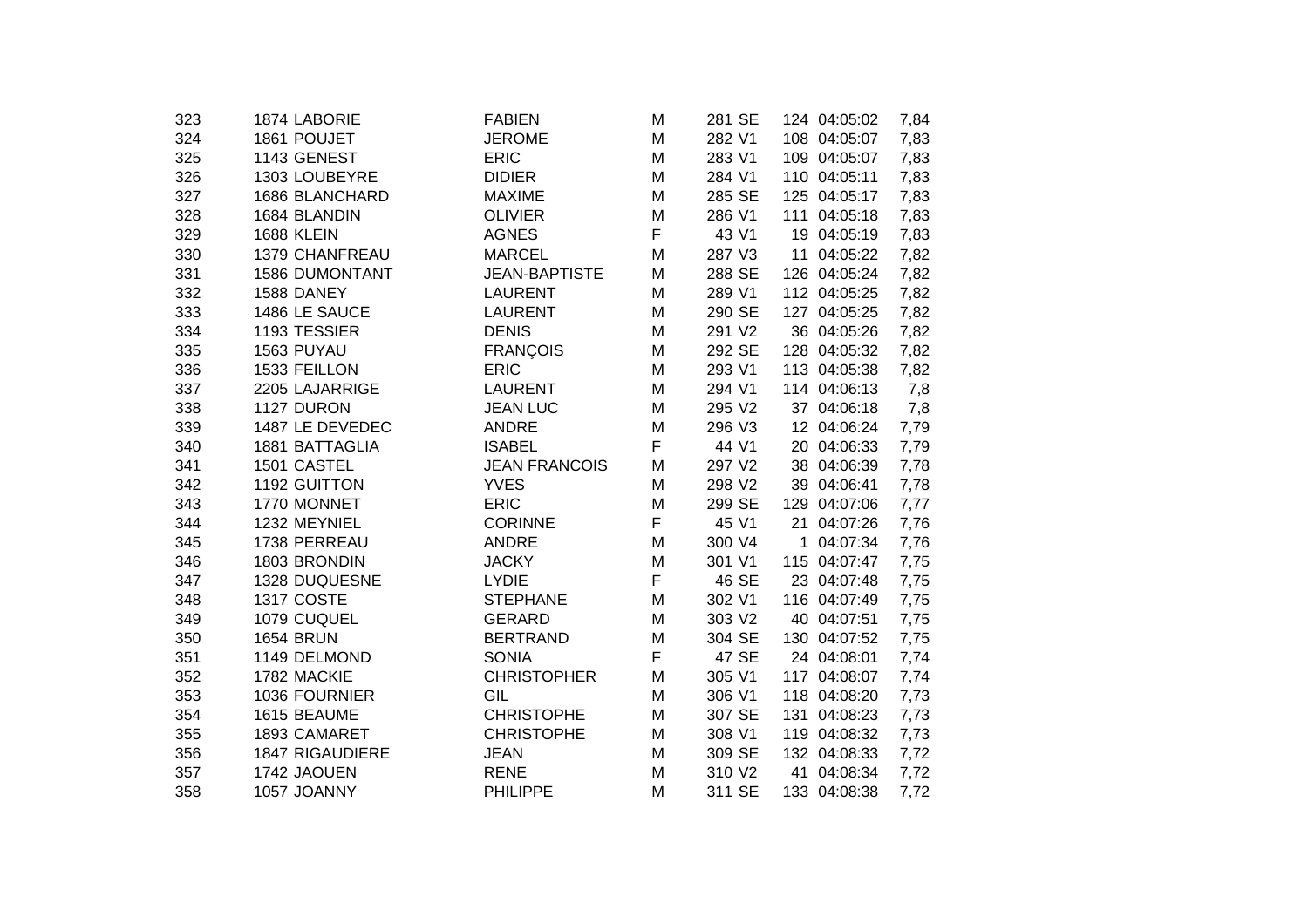| | | | | | | | | |
|---|---|---|---|---|---|---|---|---|
| 323 | 1874 | LABORIE | FABIEN | M | 281 | SE | 124 | 04:05:02 | 7,84 |
| 324 | 1861 | POUJET | JEROME | M | 282 | V1 | 108 | 04:05:07 | 7,83 |
| 325 | 1143 | GENEST | ERIC | M | 283 | V1 | 109 | 04:05:07 | 7,83 |
| 326 | 1303 | LOUBEYRE | DIDIER | M | 284 | V1 | 110 | 04:05:11 | 7,83 |
| 327 | 1686 | BLANCHARD | MAXIME | M | 285 | SE | 125 | 04:05:17 | 7,83 |
| 328 | 1684 | BLANDIN | OLIVIER | M | 286 | V1 | 111 | 04:05:18 | 7,83 |
| 329 | 1688 | KLEIN | AGNES | F | 43 | V1 | 19 | 04:05:19 | 7,83 |
| 330 | 1379 | CHANFREAU | MARCEL | M | 287 | V3 | 11 | 04:05:22 | 7,82 |
| 331 | 1586 | DUMONTANT | JEAN-BAPTISTE | M | 288 | SE | 126 | 04:05:24 | 7,82 |
| 332 | 1588 | DANEY | LAURENT | M | 289 | V1 | 112 | 04:05:25 | 7,82 |
| 333 | 1486 | LE SAUCE | LAURENT | M | 290 | SE | 127 | 04:05:25 | 7,82 |
| 334 | 1193 | TESSIER | DENIS | M | 291 | V2 | 36 | 04:05:26 | 7,82 |
| 335 | 1563 | PUYAU | FRANÇOIS | M | 292 | SE | 128 | 04:05:32 | 7,82 |
| 336 | 1533 | FEILLON | ERIC | M | 293 | V1 | 113 | 04:05:38 | 7,82 |
| 337 | 2205 | LAJARRIGE | LAURENT | M | 294 | V1 | 114 | 04:06:13 | 7,8 |
| 338 | 1127 | DURON | JEAN LUC | M | 295 | V2 | 37 | 04:06:18 | 7,8 |
| 339 | 1487 | LE DEVEDEC | ANDRE | M | 296 | V3 | 12 | 04:06:24 | 7,79 |
| 340 | 1881 | BATTAGLIA | ISABEL | F | 44 | V1 | 20 | 04:06:33 | 7,79 |
| 341 | 1501 | CASTEL | JEAN FRANCOIS | M | 297 | V2 | 38 | 04:06:39 | 7,78 |
| 342 | 1192 | GUITTON | YVES | M | 298 | V2 | 39 | 04:06:41 | 7,78 |
| 343 | 1770 | MONNET | ERIC | M | 299 | SE | 129 | 04:07:06 | 7,77 |
| 344 | 1232 | MEYNIEL | CORINNE | F | 45 | V1 | 21 | 04:07:26 | 7,76 |
| 345 | 1738 | PERREAU | ANDRE | M | 300 | V4 | 1 | 04:07:34 | 7,76 |
| 346 | 1803 | BRONDIN | JACKY | M | 301 | V1 | 115 | 04:07:47 | 7,75 |
| 347 | 1328 | DUQUESNE | LYDIE | F | 46 | SE | 23 | 04:07:48 | 7,75 |
| 348 | 1317 | COSTE | STEPHANE | M | 302 | V1 | 116 | 04:07:49 | 7,75 |
| 349 | 1079 | CUQUEL | GERARD | M | 303 | V2 | 40 | 04:07:51 | 7,75 |
| 350 | 1654 | BRUN | BERTRAND | M | 304 | SE | 130 | 04:07:52 | 7,75 |
| 351 | 1149 | DELMOND | SONIA | F | 47 | SE | 24 | 04:08:01 | 7,74 |
| 352 | 1782 | MACKIE | CHRISTOPHER | M | 305 | V1 | 117 | 04:08:07 | 7,74 |
| 353 | 1036 | FOURNIER | GIL | M | 306 | V1 | 118 | 04:08:20 | 7,73 |
| 354 | 1615 | BEAUME | CHRISTOPHE | M | 307 | SE | 131 | 04:08:23 | 7,73 |
| 355 | 1893 | CAMARET | CHRISTOPHE | M | 308 | V1 | 119 | 04:08:32 | 7,73 |
| 356 | 1847 | RIGAUDIERE | JEAN | M | 309 | SE | 132 | 04:08:33 | 7,72 |
| 357 | 1742 | JAOUEN | RENE | M | 310 | V2 | 41 | 04:08:34 | 7,72 |
| 358 | 1057 | JOANNY | PHILIPPE | M | 311 | SE | 133 | 04:08:38 | 7,72 |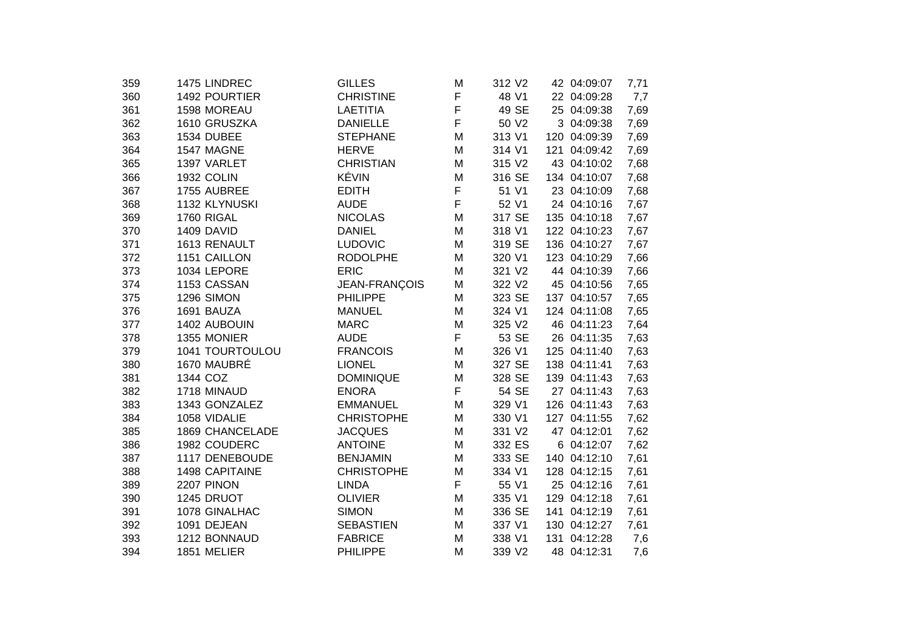| | | | | | | | | | |
|---|---|---|---|---|---|---|---|---|---|
| 359 | 1475 | LINDREC | GILLES | M | 312 | V2 | 42 | 04:09:07 | 7,71 |
| 360 | 1492 | POURTIER | CHRISTINE | F | 48 | V1 | 22 | 04:09:28 | 7,7 |
| 361 | 1598 | MOREAU | LAETITIA | F | 49 | SE | 25 | 04:09:38 | 7,69 |
| 362 | 1610 | GRUSZKA | DANIELLE | F | 50 | V2 | 3 | 04:09:38 | 7,69 |
| 363 | 1534 | DUBEE | STEPHANE | M | 313 | V1 | 120 | 04:09:39 | 7,69 |
| 364 | 1547 | MAGNE | HERVE | M | 314 | V1 | 121 | 04:09:42 | 7,69 |
| 365 | 1397 | VARLET | CHRISTIAN | M | 315 | V2 | 43 | 04:10:02 | 7,68 |
| 366 | 1932 | COLIN | KÉVIN | M | 316 | SE | 134 | 04:10:07 | 7,68 |
| 367 | 1755 | AUBREE | EDITH | F | 51 | V1 | 23 | 04:10:09 | 7,68 |
| 368 | 1132 | KLYNUSKI | AUDE | F | 52 | V1 | 24 | 04:10:16 | 7,67 |
| 369 | 1760 | RIGAL | NICOLAS | M | 317 | SE | 135 | 04:10:18 | 7,67 |
| 370 | 1409 | DAVID | DANIEL | M | 318 | V1 | 122 | 04:10:23 | 7,67 |
| 371 | 1613 | RENAULT | LUDOVIC | M | 319 | SE | 136 | 04:10:27 | 7,67 |
| 372 | 1151 | CAILLON | RODOLPHE | M | 320 | V1 | 123 | 04:10:29 | 7,66 |
| 373 | 1034 | LEPORE | ERIC | M | 321 | V2 | 44 | 04:10:39 | 7,66 |
| 374 | 1153 | CASSAN | JEAN-FRANÇOIS | M | 322 | V2 | 45 | 04:10:56 | 7,65 |
| 375 | 1296 | SIMON | PHILIPPE | M | 323 | SE | 137 | 04:10:57 | 7,65 |
| 376 | 1691 | BAUZA | MANUEL | M | 324 | V1 | 124 | 04:11:08 | 7,65 |
| 377 | 1402 | AUBOUIN | MARC | M | 325 | V2 | 46 | 04:11:23 | 7,64 |
| 378 | 1355 | MONIER | AUDE | F | 53 | SE | 26 | 04:11:35 | 7,63 |
| 379 | 1041 | TOURTOULOU | FRANCOIS | M | 326 | V1 | 125 | 04:11:40 | 7,63 |
| 380 | 1670 | MAUBRÉ | LIONEL | M | 327 | SE | 138 | 04:11:41 | 7,63 |
| 381 | 1344 | COZ | DOMINIQUE | M | 328 | SE | 139 | 04:11:43 | 7,63 |
| 382 | 1718 | MINAUD | ENORA | F | 54 | SE | 27 | 04:11:43 | 7,63 |
| 383 | 1343 | GONZALEZ | EMMANUEL | M | 329 | V1 | 126 | 04:11:43 | 7,63 |
| 384 | 1058 | VIDALIE | CHRISTOPHE | M | 330 | V1 | 127 | 04:11:55 | 7,62 |
| 385 | 1869 | CHANCELADE | JACQUES | M | 331 | V2 | 47 | 04:12:01 | 7,62 |
| 386 | 1982 | COUDERC | ANTOINE | M | 332 | ES | 6 | 04:12:07 | 7,62 |
| 387 | 1117 | DENEBOUDE | BENJAMIN | M | 333 | SE | 140 | 04:12:10 | 7,61 |
| 388 | 1498 | CAPITAINE | CHRISTOPHE | M | 334 | V1 | 128 | 04:12:15 | 7,61 |
| 389 | 2207 | PINON | LINDA | F | 55 | V1 | 25 | 04:12:16 | 7,61 |
| 390 | 1245 | DRUOT | OLIVIER | M | 335 | V1 | 129 | 04:12:18 | 7,61 |
| 391 | 1078 | GINALHAC | SIMON | M | 336 | SE | 141 | 04:12:19 | 7,61 |
| 392 | 1091 | DEJEAN | SEBASTIEN | M | 337 | V1 | 130 | 04:12:27 | 7,61 |
| 393 | 1212 | BONNAUD | FABRICE | M | 338 | V1 | 131 | 04:12:28 | 7,6 |
| 394 | 1851 | MELIER | PHILIPPE | M | 339 | V2 | 48 | 04:12:31 | 7,6 |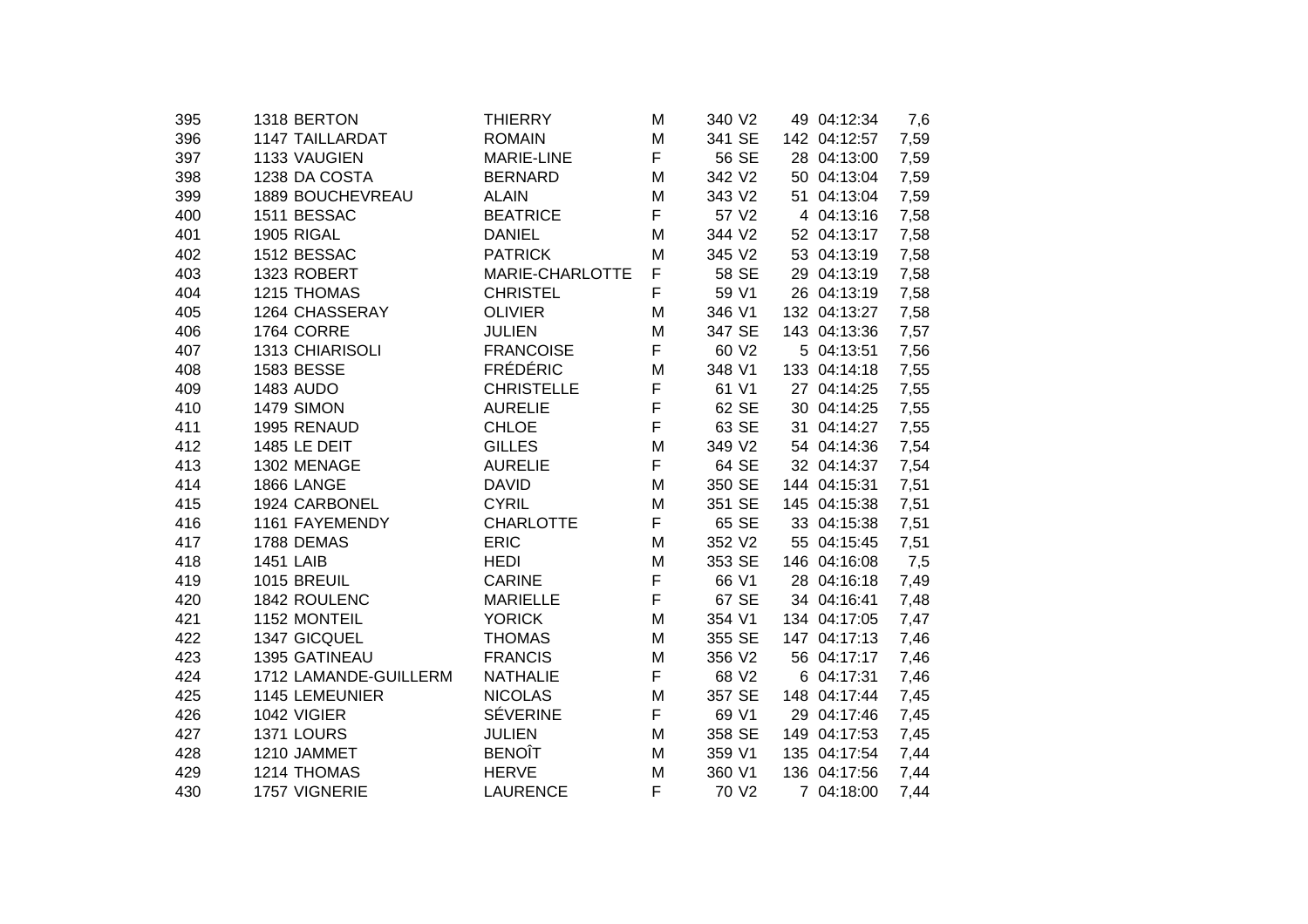| | | | | | | | | | | |
|---|---|---|---|---|---|---|---|---|---|---|
| 395 | 1318 | BERTON | THIERRY | M | 340 | V2 | 49 | 04:12:34 | 7,6 |
| 396 | 1147 | TAILLARDAT | ROMAIN | M | 341 | SE | 142 | 04:12:57 | 7,59 |
| 397 | 1133 | VAUGIEN | MARIE-LINE | F | 56 | SE | 28 | 04:13:00 | 7,59 |
| 398 | 1238 | DA COSTA | BERNARD | M | 342 | V2 | 50 | 04:13:04 | 7,59 |
| 399 | 1889 | BOUCHEVREAU | ALAIN | M | 343 | V2 | 51 | 04:13:04 | 7,59 |
| 400 | 1511 | BESSAC | BEATRICE | F | 57 | V2 | 4 | 04:13:16 | 7,58 |
| 401 | 1905 | RIGAL | DANIEL | M | 344 | V2 | 52 | 04:13:17 | 7,58 |
| 402 | 1512 | BESSAC | PATRICK | M | 345 | V2 | 53 | 04:13:19 | 7,58 |
| 403 | 1323 | ROBERT | MARIE-CHARLOTTE | F | 58 | SE | 29 | 04:13:19 | 7,58 |
| 404 | 1215 | THOMAS | CHRISTEL | F | 59 | V1 | 26 | 04:13:19 | 7,58 |
| 405 | 1264 | CHASSERAY | OLIVIER | M | 346 | V1 | 132 | 04:13:27 | 7,58 |
| 406 | 1764 | CORRE | JULIEN | M | 347 | SE | 143 | 04:13:36 | 7,57 |
| 407 | 1313 | CHIARISOLI | FRANCOISE | F | 60 | V2 | 5 | 04:13:51 | 7,56 |
| 408 | 1583 | BESSE | FRÉDÉRIC | M | 348 | V1 | 133 | 04:14:18 | 7,55 |
| 409 | 1483 | AUDO | CHRISTELLE | F | 61 | V1 | 27 | 04:14:25 | 7,55 |
| 410 | 1479 | SIMON | AURELIE | F | 62 | SE | 30 | 04:14:25 | 7,55 |
| 411 | 1995 | RENAUD | CHLOE | F | 63 | SE | 31 | 04:14:27 | 7,55 |
| 412 | 1485 | LE DEIT | GILLES | M | 349 | V2 | 54 | 04:14:36 | 7,54 |
| 413 | 1302 | MENAGE | AURELIE | F | 64 | SE | 32 | 04:14:37 | 7,54 |
| 414 | 1866 | LANGE | DAVID | M | 350 | SE | 144 | 04:15:31 | 7,51 |
| 415 | 1924 | CARBONEL | CYRIL | M | 351 | SE | 145 | 04:15:38 | 7,51 |
| 416 | 1161 | FAYEMENDY | CHARLOTTE | F | 65 | SE | 33 | 04:15:38 | 7,51 |
| 417 | 1788 | DEMAS | ERIC | M | 352 | V2 | 55 | 04:15:45 | 7,51 |
| 418 | 1451 | LAIB | HEDI | M | 353 | SE | 146 | 04:16:08 | 7,5 |
| 419 | 1015 | BREUIL | CARINE | F | 66 | V1 | 28 | 04:16:18 | 7,49 |
| 420 | 1842 | ROULENC | MARIELLE | F | 67 | SE | 34 | 04:16:41 | 7,48 |
| 421 | 1152 | MONTEIL | YORICK | M | 354 | V1 | 134 | 04:17:05 | 7,47 |
| 422 | 1347 | GICQUEL | THOMAS | M | 355 | SE | 147 | 04:17:13 | 7,46 |
| 423 | 1395 | GATINEAU | FRANCIS | M | 356 | V2 | 56 | 04:17:17 | 7,46 |
| 424 | 1712 | LAMANDE-GUILLERM | NATHALIE | F | 68 | V2 | 6 | 04:17:31 | 7,46 |
| 425 | 1145 | LEMEUNIER | NICOLAS | M | 357 | SE | 148 | 04:17:44 | 7,45 |
| 426 | 1042 | VIGIER | SÉVERINE | F | 69 | V1 | 29 | 04:17:46 | 7,45 |
| 427 | 1371 | LOURS | JULIEN | M | 358 | SE | 149 | 04:17:53 | 7,45 |
| 428 | 1210 | JAMMET | BENOÎT | M | 359 | V1 | 135 | 04:17:54 | 7,44 |
| 429 | 1214 | THOMAS | HERVE | M | 360 | V1 | 136 | 04:17:56 | 7,44 |
| 430 | 1757 | VIGNERIE | LAURENCE | F | 70 | V2 | 7 | 04:18:00 | 7,44 |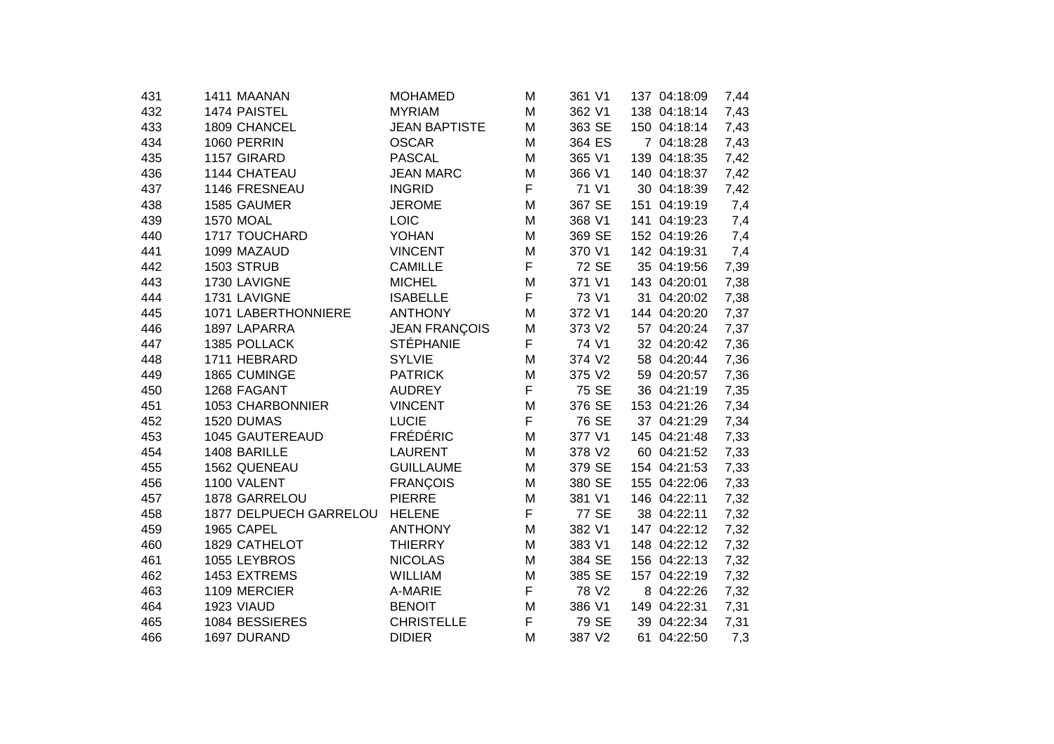| | | | | | | | | |
|---|---|---|---|---|---|---|---|---|
| 431 | 1411 | MAANAN | MOHAMED | M | 361 | V1 | 137 | 04:18:09 | 7,44 |
| 432 | 1474 | PAISTEL | MYRIAM | M | 362 | V1 | 138 | 04:18:14 | 7,43 |
| 433 | 1809 | CHANCEL | JEAN BAPTISTE | M | 363 | SE | 150 | 04:18:14 | 7,43 |
| 434 | 1060 | PERRIN | OSCAR | M | 364 | ES | 7 | 04:18:28 | 7,43 |
| 435 | 1157 | GIRARD | PASCAL | M | 365 | V1 | 139 | 04:18:35 | 7,42 |
| 436 | 1144 | CHATEAU | JEAN MARC | M | 366 | V1 | 140 | 04:18:37 | 7,42 |
| 437 | 1146 | FRESNEAU | INGRID | F | 71 | V1 | 30 | 04:18:39 | 7,42 |
| 438 | 1585 | GAUMER | JEROME | M | 367 | SE | 151 | 04:19:19 | 7,4 |
| 439 | 1570 | MOAL | LOIC | M | 368 | V1 | 141 | 04:19:23 | 7,4 |
| 440 | 1717 | TOUCHARD | YOHAN | M | 369 | SE | 152 | 04:19:26 | 7,4 |
| 441 | 1099 | MAZAUD | VINCENT | M | 370 | V1 | 142 | 04:19:31 | 7,4 |
| 442 | 1503 | STRUB | CAMILLE | F | 72 | SE | 35 | 04:19:56 | 7,39 |
| 443 | 1730 | LAVIGNE | MICHEL | M | 371 | V1 | 143 | 04:20:01 | 7,38 |
| 444 | 1731 | LAVIGNE | ISABELLE | F | 73 | V1 | 31 | 04:20:02 | 7,38 |
| 445 | 1071 | LABERTHONNIERE | ANTHONY | M | 372 | V1 | 144 | 04:20:20 | 7,37 |
| 446 | 1897 | LAPARRA | JEAN FRANÇOIS | M | 373 | V2 | 57 | 04:20:24 | 7,37 |
| 447 | 1385 | POLLACK | STÉPHANIE | F | 74 | V1 | 32 | 04:20:42 | 7,36 |
| 448 | 1711 | HEBRARD | SYLVIE | M | 374 | V2 | 58 | 04:20:44 | 7,36 |
| 449 | 1865 | CUMINGE | PATRICK | M | 375 | V2 | 59 | 04:20:57 | 7,36 |
| 450 | 1268 | FAGANT | AUDREY | F | 75 | SE | 36 | 04:21:19 | 7,35 |
| 451 | 1053 | CHARBONNIER | VINCENT | M | 376 | SE | 153 | 04:21:26 | 7,34 |
| 452 | 1520 | DUMAS | LUCIE | F | 76 | SE | 37 | 04:21:29 | 7,34 |
| 453 | 1045 | GAUTEREAUD | FRÉDÉRIC | M | 377 | V1 | 145 | 04:21:48 | 7,33 |
| 454 | 1408 | BARILLE | LAURENT | M | 378 | V2 | 60 | 04:21:52 | 7,33 |
| 455 | 1562 | QUENEAU | GUILLAUME | M | 379 | SE | 154 | 04:21:53 | 7,33 |
| 456 | 1100 | VALENT | FRANÇOIS | M | 380 | SE | 155 | 04:22:06 | 7,33 |
| 457 | 1878 | GARRELOU | PIERRE | M | 381 | V1 | 146 | 04:22:11 | 7,32 |
| 458 | 1877 | DELPUECH GARRELOU | HELENE | F | 77 | SE | 38 | 04:22:11 | 7,32 |
| 459 | 1965 | CAPEL | ANTHONY | M | 382 | V1 | 147 | 04:22:12 | 7,32 |
| 460 | 1829 | CATHELOT | THIERRY | M | 383 | V1 | 148 | 04:22:12 | 7,32 |
| 461 | 1055 | LEYBROS | NICOLAS | M | 384 | SE | 156 | 04:22:13 | 7,32 |
| 462 | 1453 | EXTREMS | WILLIAM | M | 385 | SE | 157 | 04:22:19 | 7,32 |
| 463 | 1109 | MERCIER | A-MARIE | F | 78 | V2 | 8 | 04:22:26 | 7,32 |
| 464 | 1923 | VIAUD | BENOIT | M | 386 | V1 | 149 | 04:22:31 | 7,31 |
| 465 | 1084 | BESSIERES | CHRISTELLE | F | 79 | SE | 39 | 04:22:34 | 7,31 |
| 466 | 1697 | DURAND | DIDIER | M | 387 | V2 | 61 | 04:22:50 | 7,3 |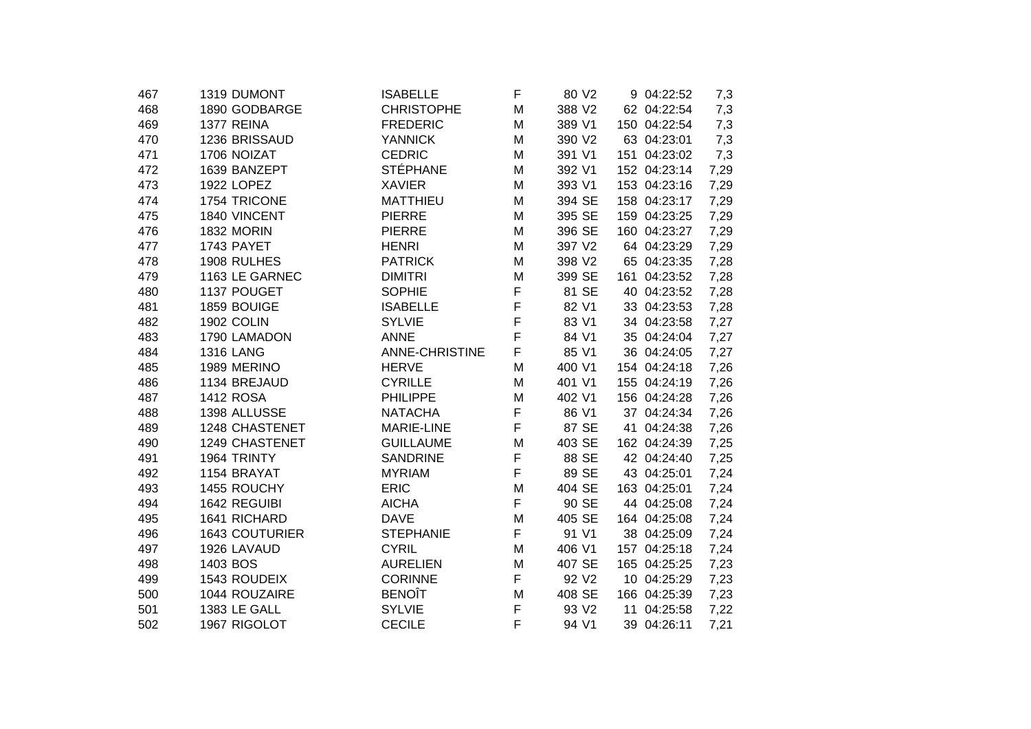| | | | | | | | | |
|---|---|---|---|---|---|---|---|---|
| 467 | 1319 | DUMONT | ISABELLE | F | 80 | V2 | 9 | 04:22:52 | 7,3 |
| 468 | 1890 | GODBARGE | CHRISTOPHE | M | 388 | V2 | 62 | 04:22:54 | 7,3 |
| 469 | 1377 | REINA | FREDERIC | M | 389 | V1 | 150 | 04:22:54 | 7,3 |
| 470 | 1236 | BRISSAUD | YANNICK | M | 390 | V2 | 63 | 04:23:01 | 7,3 |
| 471 | 1706 | NOIZAT | CEDRIC | M | 391 | V1 | 151 | 04:23:02 | 7,3 |
| 472 | 1639 | BANZEPT | STÉPHANE | M | 392 | V1 | 152 | 04:23:14 | 7,29 |
| 473 | 1922 | LOPEZ | XAVIER | M | 393 | V1 | 153 | 04:23:16 | 7,29 |
| 474 | 1754 | TRICONE | MATTHIEU | M | 394 | SE | 158 | 04:23:17 | 7,29 |
| 475 | 1840 | VINCENT | PIERRE | M | 395 | SE | 159 | 04:23:25 | 7,29 |
| 476 | 1832 | MORIN | PIERRE | M | 396 | SE | 160 | 04:23:27 | 7,29 |
| 477 | 1743 | PAYET | HENRI | M | 397 | V2 | 64 | 04:23:29 | 7,29 |
| 478 | 1908 | RULHES | PATRICK | M | 398 | V2 | 65 | 04:23:35 | 7,28 |
| 479 | 1163 | LE GARNEC | DIMITRI | M | 399 | SE | 161 | 04:23:52 | 7,28 |
| 480 | 1137 | POUGET | SOPHIE | F | 81 | SE | 40 | 04:23:52 | 7,28 |
| 481 | 1859 | BOUIGE | ISABELLE | F | 82 | V1 | 33 | 04:23:53 | 7,28 |
| 482 | 1902 | COLIN | SYLVIE | F | 83 | V1 | 34 | 04:23:58 | 7,27 |
| 483 | 1790 | LAMADON | ANNE | F | 84 | V1 | 35 | 04:24:04 | 7,27 |
| 484 | 1316 | LANG | ANNE-CHRISTINE | F | 85 | V1 | 36 | 04:24:05 | 7,27 |
| 485 | 1989 | MERINO | HERVE | M | 400 | V1 | 154 | 04:24:18 | 7,26 |
| 486 | 1134 | BREJAUD | CYRILLE | M | 401 | V1 | 155 | 04:24:19 | 7,26 |
| 487 | 1412 | ROSA | PHILIPPE | M | 402 | V1 | 156 | 04:24:28 | 7,26 |
| 488 | 1398 | ALLUSSE | NATACHA | F | 86 | V1 | 37 | 04:24:34 | 7,26 |
| 489 | 1248 | CHASTENET | MARIE-LINE | F | 87 | SE | 41 | 04:24:38 | 7,26 |
| 490 | 1249 | CHASTENET | GUILLAUME | M | 403 | SE | 162 | 04:24:39 | 7,25 |
| 491 | 1964 | TRINTY | SANDRINE | F | 88 | SE | 42 | 04:24:40 | 7,25 |
| 492 | 1154 | BRAYAT | MYRIAM | F | 89 | SE | 43 | 04:25:01 | 7,24 |
| 493 | 1455 | ROUCHY | ERIC | M | 404 | SE | 163 | 04:25:01 | 7,24 |
| 494 | 1642 | REGUIBI | AICHA | F | 90 | SE | 44 | 04:25:08 | 7,24 |
| 495 | 1641 | RICHARD | DAVE | M | 405 | SE | 164 | 04:25:08 | 7,24 |
| 496 | 1643 | COUTURIER | STEPHANIE | F | 91 | V1 | 38 | 04:25:09 | 7,24 |
| 497 | 1926 | LAVAUD | CYRIL | M | 406 | V1 | 157 | 04:25:18 | 7,24 |
| 498 | 1403 | BOS | AURELIEN | M | 407 | SE | 165 | 04:25:25 | 7,23 |
| 499 | 1543 | ROUDEIX | CORINNE | F | 92 | V2 | 10 | 04:25:29 | 7,23 |
| 500 | 1044 | ROUZAIRE | BENOÎT | M | 408 | SE | 166 | 04:25:39 | 7,23 |
| 501 | 1383 | LE GALL | SYLVIE | F | 93 | V2 | 11 | 04:25:58 | 7,22 |
| 502 | 1967 | RIGOLOT | CECILE | F | 94 | V1 | 39 | 04:26:11 | 7,21 |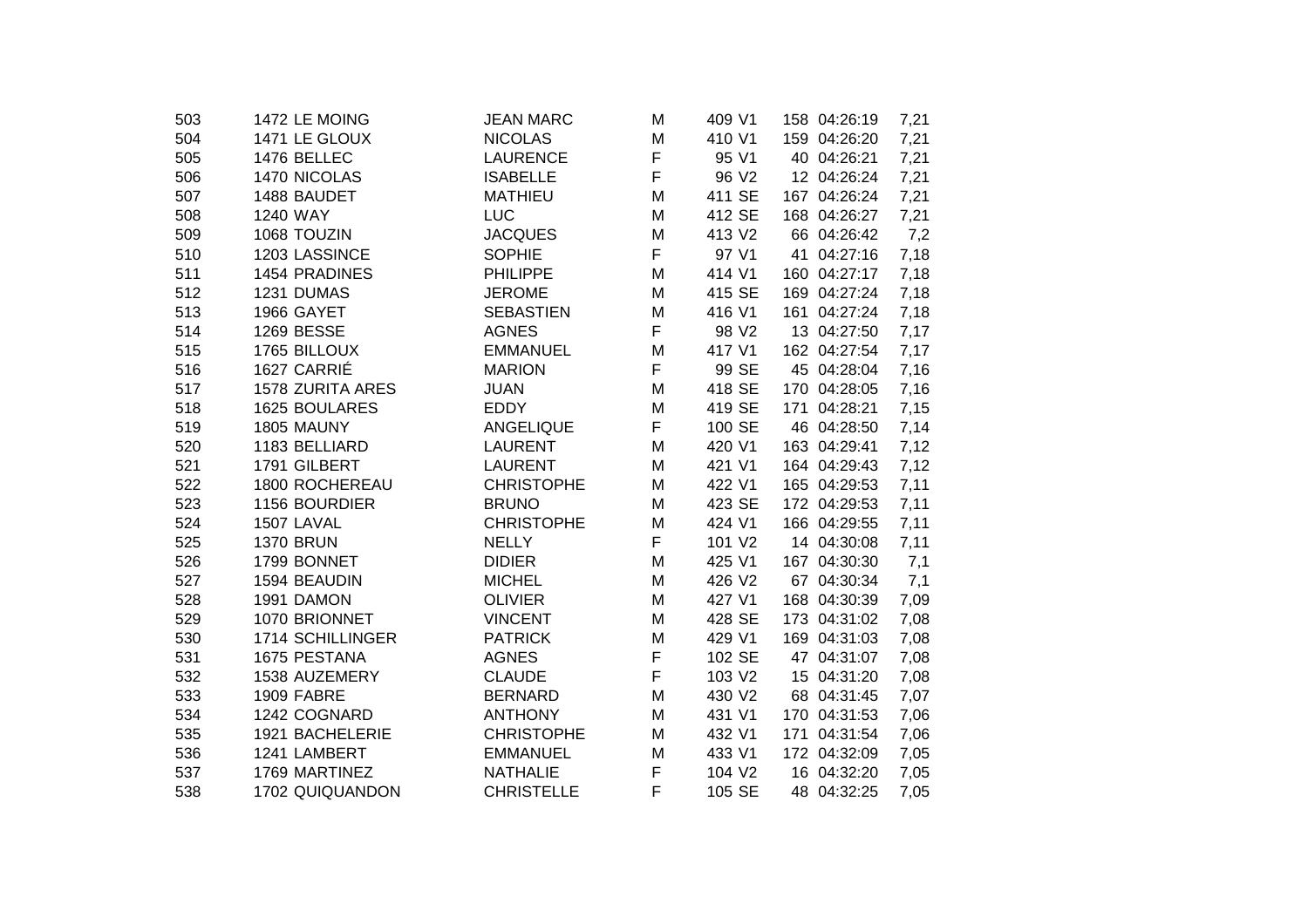| | | | | | | | | | |
|---|---|---|---|---|---|---|---|---|---|
| 503 | 1472 | LE MOING | JEAN MARC | M | 409 | V1 | 158 | 04:26:19 | 7,21 |
| 504 | 1471 | LE GLOUX | NICOLAS | M | 410 | V1 | 159 | 04:26:20 | 7,21 |
| 505 | 1476 | BELLEC | LAURENCE | F | 95 | V1 | 40 | 04:26:21 | 7,21 |
| 506 | 1470 | NICOLAS | ISABELLE | F | 96 | V2 | 12 | 04:26:24 | 7,21 |
| 507 | 1488 | BAUDET | MATHIEU | M | 411 | SE | 167 | 04:26:24 | 7,21 |
| 508 | 1240 | WAY | LUC | M | 412 | SE | 168 | 04:26:27 | 7,21 |
| 509 | 1068 | TOUZIN | JACQUES | M | 413 | V2 | 66 | 04:26:42 | 7,2 |
| 510 | 1203 | LASSINCE | SOPHIE | F | 97 | V1 | 41 | 04:27:16 | 7,18 |
| 511 | 1454 | PRADINES | PHILIPPE | M | 414 | V1 | 160 | 04:27:17 | 7,18 |
| 512 | 1231 | DUMAS | JEROME | M | 415 | SE | 169 | 04:27:24 | 7,18 |
| 513 | 1966 | GAYET | SEBASTIEN | M | 416 | V1 | 161 | 04:27:24 | 7,18 |
| 514 | 1269 | BESSE | AGNES | F | 98 | V2 | 13 | 04:27:50 | 7,17 |
| 515 | 1765 | BILLOUX | EMMANUEL | M | 417 | V1 | 162 | 04:27:54 | 7,17 |
| 516 | 1627 | CARRIÉ | MARION | F | 99 | SE | 45 | 04:28:04 | 7,16 |
| 517 | 1578 | ZURITA ARES | JUAN | M | 418 | SE | 170 | 04:28:05 | 7,16 |
| 518 | 1625 | BOULARES | EDDY | M | 419 | SE | 171 | 04:28:21 | 7,15 |
| 519 | 1805 | MAUNY | ANGELIQUE | F | 100 | SE | 46 | 04:28:50 | 7,14 |
| 520 | 1183 | BELLIARD | LAURENT | M | 420 | V1 | 163 | 04:29:41 | 7,12 |
| 521 | 1791 | GILBERT | LAURENT | M | 421 | V1 | 164 | 04:29:43 | 7,12 |
| 522 | 1800 | ROCHEREAU | CHRISTOPHE | M | 422 | V1 | 165 | 04:29:53 | 7,11 |
| 523 | 1156 | BOURDIER | BRUNO | M | 423 | SE | 172 | 04:29:53 | 7,11 |
| 524 | 1507 | LAVAL | CHRISTOPHE | M | 424 | V1 | 166 | 04:29:55 | 7,11 |
| 525 | 1370 | BRUN | NELLY | F | 101 | V2 | 14 | 04:30:08 | 7,11 |
| 526 | 1799 | BONNET | DIDIER | M | 425 | V1 | 167 | 04:30:30 | 7,1 |
| 527 | 1594 | BEAUDIN | MICHEL | M | 426 | V2 | 67 | 04:30:34 | 7,1 |
| 528 | 1991 | DAMON | OLIVIER | M | 427 | V1 | 168 | 04:30:39 | 7,09 |
| 529 | 1070 | BRIONNET | VINCENT | M | 428 | SE | 173 | 04:31:02 | 7,08 |
| 530 | 1714 | SCHILLINGER | PATRICK | M | 429 | V1 | 169 | 04:31:03 | 7,08 |
| 531 | 1675 | PESTANA | AGNES | F | 102 | SE | 47 | 04:31:07 | 7,08 |
| 532 | 1538 | AUZEMERY | CLAUDE | F | 103 | V2 | 15 | 04:31:20 | 7,08 |
| 533 | 1909 | FABRE | BERNARD | M | 430 | V2 | 68 | 04:31:45 | 7,07 |
| 534 | 1242 | COGNARD | ANTHONY | M | 431 | V1 | 170 | 04:31:53 | 7,06 |
| 535 | 1921 | BACHELERIE | CHRISTOPHE | M | 432 | V1 | 171 | 04:31:54 | 7,06 |
| 536 | 1241 | LAMBERT | EMMANUEL | M | 433 | V1 | 172 | 04:32:09 | 7,05 |
| 537 | 1769 | MARTINEZ | NATHALIE | F | 104 | V2 | 16 | 04:32:20 | 7,05 |
| 538 | 1702 | QUIQUANDON | CHRISTELLE | F | 105 | SE | 48 | 04:32:25 | 7,05 |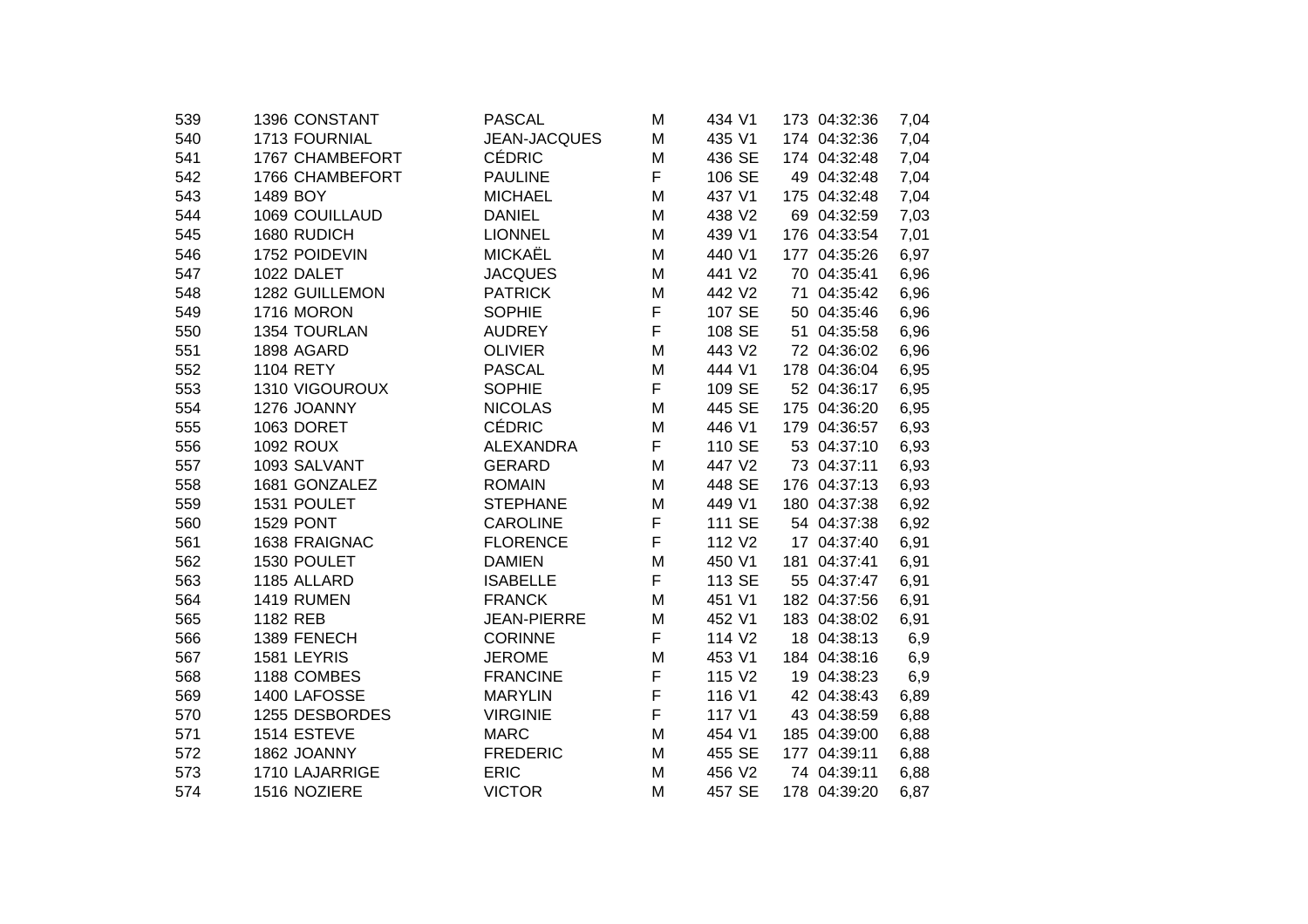| | | | | | | | | | | |
|---|---|---|---|---|---|---|---|---|---|---|
| 539 | 1396 | CONSTANT | PASCAL | M | 434 | V1 | 173 | 04:32:36 | 7,04 |
| 540 | 1713 | FOURNIAL | JEAN-JACQUES | M | 435 | V1 | 174 | 04:32:36 | 7,04 |
| 541 | 1767 | CHAMBEFORT | CÉDRIC | M | 436 | SE | 174 | 04:32:48 | 7,04 |
| 542 | 1766 | CHAMBEFORT | PAULINE | F | 106 | SE | 49 | 04:32:48 | 7,04 |
| 543 | 1489 | BOY | MICHAEL | M | 437 | V1 | 175 | 04:32:48 | 7,04 |
| 544 | 1069 | COUILLAUD | DANIEL | M | 438 | V2 | 69 | 04:32:59 | 7,03 |
| 545 | 1680 | RUDICH | LIONNEL | M | 439 | V1 | 176 | 04:33:54 | 7,01 |
| 546 | 1752 | POIDEVIN | MICKAËL | M | 440 | V1 | 177 | 04:35:26 | 6,97 |
| 547 | 1022 | DALET | JACQUES | M | 441 | V2 | 70 | 04:35:41 | 6,96 |
| 548 | 1282 | GUILLEMON | PATRICK | M | 442 | V2 | 71 | 04:35:42 | 6,96 |
| 549 | 1716 | MORON | SOPHIE | F | 107 | SE | 50 | 04:35:46 | 6,96 |
| 550 | 1354 | TOURLAN | AUDREY | F | 108 | SE | 51 | 04:35:58 | 6,96 |
| 551 | 1898 | AGARD | OLIVIER | M | 443 | V2 | 72 | 04:36:02 | 6,96 |
| 552 | 1104 | RETY | PASCAL | M | 444 | V1 | 178 | 04:36:04 | 6,95 |
| 553 | 1310 | VIGOUROUX | SOPHIE | F | 109 | SE | 52 | 04:36:17 | 6,95 |
| 554 | 1276 | JOANNY | NICOLAS | M | 445 | SE | 175 | 04:36:20 | 6,95 |
| 555 | 1063 | DORET | CÉDRIC | M | 446 | V1 | 179 | 04:36:57 | 6,93 |
| 556 | 1092 | ROUX | ALEXANDRA | F | 110 | SE | 53 | 04:37:10 | 6,93 |
| 557 | 1093 | SALVANT | GERARD | M | 447 | V2 | 73 | 04:37:11 | 6,93 |
| 558 | 1681 | GONZALEZ | ROMAIN | M | 448 | SE | 176 | 04:37:13 | 6,93 |
| 559 | 1531 | POULET | STEPHANE | M | 449 | V1 | 180 | 04:37:38 | 6,92 |
| 560 | 1529 | PONT | CAROLINE | F | 111 | SE | 54 | 04:37:38 | 6,92 |
| 561 | 1638 | FRAIGNAC | FLORENCE | F | 112 | V2 | 17 | 04:37:40 | 6,91 |
| 562 | 1530 | POULET | DAMIEN | M | 450 | V1 | 181 | 04:37:41 | 6,91 |
| 563 | 1185 | ALLARD | ISABELLE | F | 113 | SE | 55 | 04:37:47 | 6,91 |
| 564 | 1419 | RUMEN | FRANCK | M | 451 | V1 | 182 | 04:37:56 | 6,91 |
| 565 | 1182 | REB | JEAN-PIERRE | M | 452 | V1 | 183 | 04:38:02 | 6,91 |
| 566 | 1389 | FENECH | CORINNE | F | 114 | V2 | 18 | 04:38:13 | 6,9 |
| 567 | 1581 | LEYRIS | JEROME | M | 453 | V1 | 184 | 04:38:16 | 6,9 |
| 568 | 1188 | COMBES | FRANCINE | F | 115 | V2 | 19 | 04:38:23 | 6,9 |
| 569 | 1400 | LAFOSSE | MARYLIN | F | 116 | V1 | 42 | 04:38:43 | 6,89 |
| 570 | 1255 | DESBORDES | VIRGINIE | F | 117 | V1 | 43 | 04:38:59 | 6,88 |
| 571 | 1514 | ESTEVE | MARC | M | 454 | V1 | 185 | 04:39:00 | 6,88 |
| 572 | 1862 | JOANNY | FREDERIC | M | 455 | SE | 177 | 04:39:11 | 6,88 |
| 573 | 1710 | LAJARRIGE | ERIC | M | 456 | V2 | 74 | 04:39:11 | 6,88 |
| 574 | 1516 | NOZIERE | VICTOR | M | 457 | SE | 178 | 04:39:20 | 6,87 |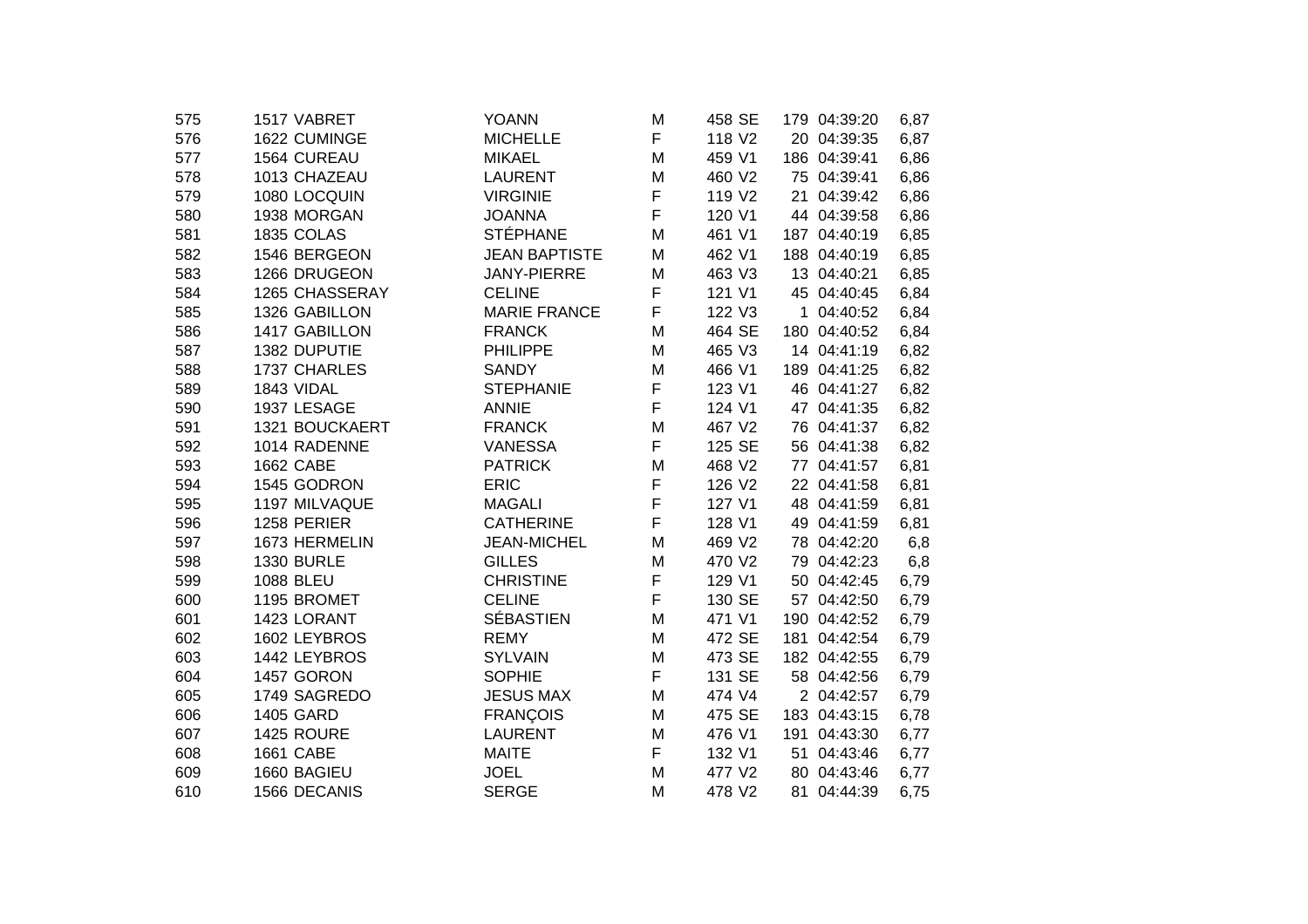| | | | | | | | | | |
|---|---|---|---|---|---|---|---|---|---|
| 575 | 1517 | VABRET | YOANN | M | 458 | SE | 179 | 04:39:20 | 6,87 |
| 576 | 1622 | CUMINGE | MICHELLE | F | 118 | V2 | 20 | 04:39:35 | 6,87 |
| 577 | 1564 | CUREAU | MIKAEL | M | 459 | V1 | 186 | 04:39:41 | 6,86 |
| 578 | 1013 | CHAZEAU | LAURENT | M | 460 | V2 | 75 | 04:39:41 | 6,86 |
| 579 | 1080 | LOCQUIN | VIRGINIE | F | 119 | V2 | 21 | 04:39:42 | 6,86 |
| 580 | 1938 | MORGAN | JOANNA | F | 120 | V1 | 44 | 04:39:58 | 6,86 |
| 581 | 1835 | COLAS | STÉPHANE | M | 461 | V1 | 187 | 04:40:19 | 6,85 |
| 582 | 1546 | BERGEON | JEAN BAPTISTE | M | 462 | V1 | 188 | 04:40:19 | 6,85 |
| 583 | 1266 | DRUGEON | JANY-PIERRE | M | 463 | V3 | 13 | 04:40:21 | 6,85 |
| 584 | 1265 | CHASSERAY | CELINE | F | 121 | V1 | 45 | 04:40:45 | 6,84 |
| 585 | 1326 | GABILLON | MARIE FRANCE | F | 122 | V3 | 1 | 04:40:52 | 6,84 |
| 586 | 1417 | GABILLON | FRANCK | M | 464 | SE | 180 | 04:40:52 | 6,84 |
| 587 | 1382 | DUPUTIE | PHILIPPE | M | 465 | V3 | 14 | 04:41:19 | 6,82 |
| 588 | 1737 | CHARLES | SANDY | M | 466 | V1 | 189 | 04:41:25 | 6,82 |
| 589 | 1843 | VIDAL | STEPHANIE | F | 123 | V1 | 46 | 04:41:27 | 6,82 |
| 590 | 1937 | LESAGE | ANNIE | F | 124 | V1 | 47 | 04:41:35 | 6,82 |
| 591 | 1321 | BOUCKAERT | FRANCK | M | 467 | V2 | 76 | 04:41:37 | 6,82 |
| 592 | 1014 | RADENNE | VANESSA | F | 125 | SE | 56 | 04:41:38 | 6,82 |
| 593 | 1662 | CABE | PATRICK | M | 468 | V2 | 77 | 04:41:57 | 6,81 |
| 594 | 1545 | GODRON | ERIC | F | 126 | V2 | 22 | 04:41:58 | 6,81 |
| 595 | 1197 | MILVAQUE | MAGALI | F | 127 | V1 | 48 | 04:41:59 | 6,81 |
| 596 | 1258 | PERIER | CATHERINE | F | 128 | V1 | 49 | 04:41:59 | 6,81 |
| 597 | 1673 | HERMELIN | JEAN-MICHEL | M | 469 | V2 | 78 | 04:42:20 | 6,8 |
| 598 | 1330 | BURLE | GILLES | M | 470 | V2 | 79 | 04:42:23 | 6,8 |
| 599 | 1088 | BLEU | CHRISTINE | F | 129 | V1 | 50 | 04:42:45 | 6,79 |
| 600 | 1195 | BROMET | CELINE | F | 130 | SE | 57 | 04:42:50 | 6,79 |
| 601 | 1423 | LORANT | SÉBASTIEN | M | 471 | V1 | 190 | 04:42:52 | 6,79 |
| 602 | 1602 | LEYBROS | REMY | M | 472 | SE | 181 | 04:42:54 | 6,79 |
| 603 | 1442 | LEYBROS | SYLVAIN | M | 473 | SE | 182 | 04:42:55 | 6,79 |
| 604 | 1457 | GORON | SOPHIE | F | 131 | SE | 58 | 04:42:56 | 6,79 |
| 605 | 1749 | SAGREDO | JESUS MAX | M | 474 | V4 | 2 | 04:42:57 | 6,79 |
| 606 | 1405 | GARD | FRANÇOIS | M | 475 | SE | 183 | 04:43:15 | 6,78 |
| 607 | 1425 | ROURE | LAURENT | M | 476 | V1 | 191 | 04:43:30 | 6,77 |
| 608 | 1661 | CABE | MAITE | F | 132 | V1 | 51 | 04:43:46 | 6,77 |
| 609 | 1660 | BAGIEU | JOEL | M | 477 | V2 | 80 | 04:43:46 | 6,77 |
| 610 | 1566 | DECANIS | SERGE | M | 478 | V2 | 81 | 04:44:39 | 6,75 |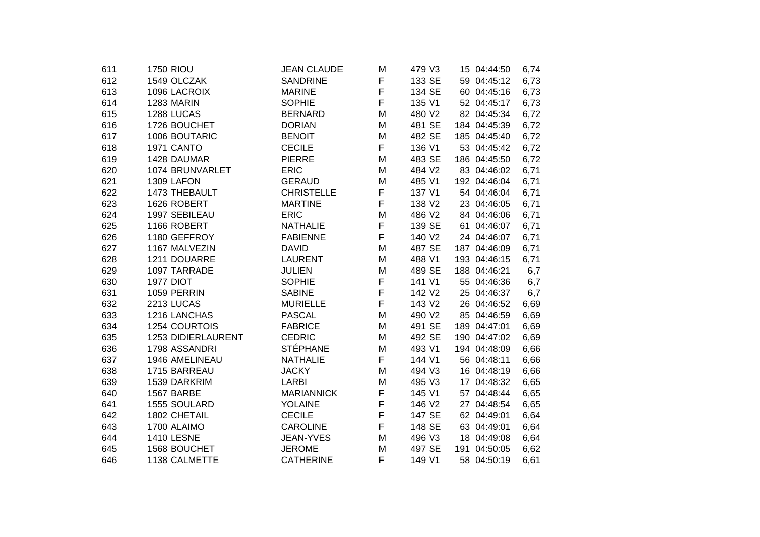| 611 | 1750 | RIOU | JEAN CLAUDE | M | 479 | V3 | 15 | 04:44:50 | 6,74 |
|---|---|---|---|---|---|---|---|---|---|
| 612 | 1549 | OLCZAK | SANDRINE | F | 133 | SE | 59 | 04:45:12 | 6,73 |
| 613 | 1096 | LACROIX | MARINE | F | 134 | SE | 60 | 04:45:16 | 6,73 |
| 614 | 1283 | MARIN | SOPHIE | F | 135 | V1 | 52 | 04:45:17 | 6,73 |
| 615 | 1288 | LUCAS | BERNARD | M | 480 | V2 | 82 | 04:45:34 | 6,72 |
| 616 | 1726 | BOUCHET | DORIAN | M | 481 | SE | 184 | 04:45:39 | 6,72 |
| 617 | 1006 | BOUTARIC | BENOIT | M | 482 | SE | 185 | 04:45:40 | 6,72 |
| 618 | 1971 | CANTO | CECILE | F | 136 | V1 | 53 | 04:45:42 | 6,72 |
| 619 | 1428 | DAUMAR | PIERRE | M | 483 | SE | 186 | 04:45:50 | 6,72 |
| 620 | 1074 | BRUNVARLET | ERIC | M | 484 | V2 | 83 | 04:46:02 | 6,71 |
| 621 | 1309 | LAFON | GERAUD | M | 485 | V1 | 192 | 04:46:04 | 6,71 |
| 622 | 1473 | THEBAULT | CHRISTELLE | F | 137 | V1 | 54 | 04:46:04 | 6,71 |
| 623 | 1626 | ROBERT | MARTINE | F | 138 | V2 | 23 | 04:46:05 | 6,71 |
| 624 | 1997 | SEBILEAU | ERIC | M | 486 | V2 | 84 | 04:46:06 | 6,71 |
| 625 | 1166 | ROBERT | NATHALIE | F | 139 | SE | 61 | 04:46:07 | 6,71 |
| 626 | 1180 | GEFFROY | FABIENNE | F | 140 | V2 | 24 | 04:46:07 | 6,71 |
| 627 | 1167 | MALVEZIN | DAVID | M | 487 | SE | 187 | 04:46:09 | 6,71 |
| 628 | 1211 | DOUARRE | LAURENT | M | 488 | V1 | 193 | 04:46:15 | 6,71 |
| 629 | 1097 | TARRADE | JULIEN | M | 489 | SE | 188 | 04:46:21 | 6,7 |
| 630 | 1977 | DIOT | SOPHIE | F | 141 | V1 | 55 | 04:46:36 | 6,7 |
| 631 | 1059 | PERRIN | SABINE | F | 142 | V2 | 25 | 04:46:37 | 6,7 |
| 632 | 2213 | LUCAS | MURIELLE | F | 143 | V2 | 26 | 04:46:52 | 6,69 |
| 633 | 1216 | LANCHAS | PASCAL | M | 490 | V2 | 85 | 04:46:59 | 6,69 |
| 634 | 1254 | COURTOIS | FABRICE | M | 491 | SE | 189 | 04:47:01 | 6,69 |
| 635 | 1253 | DIDIERLAURENT | CEDRIC | M | 492 | SE | 190 | 04:47:02 | 6,69 |
| 636 | 1798 | ASSANDRI | STÉPHANE | M | 493 | V1 | 194 | 04:48:09 | 6,66 |
| 637 | 1946 | AMELINEAU | NATHALIE | F | 144 | V1 | 56 | 04:48:11 | 6,66 |
| 638 | 1715 | BARREAU | JACKY | M | 494 | V3 | 16 | 04:48:19 | 6,66 |
| 639 | 1539 | DARKRIM | LARBI | M | 495 | V3 | 17 | 04:48:32 | 6,65 |
| 640 | 1567 | BARBE | MARIANNICK | F | 145 | V1 | 57 | 04:48:44 | 6,65 |
| 641 | 1555 | SOULARD | YOLAINE | F | 146 | V2 | 27 | 04:48:54 | 6,65 |
| 642 | 1802 | CHETAIL | CECILE | F | 147 | SE | 62 | 04:49:01 | 6,64 |
| 643 | 1700 | ALAIMO | CAROLINE | F | 148 | SE | 63 | 04:49:01 | 6,64 |
| 644 | 1410 | LESNE | JEAN-YVES | M | 496 | V3 | 18 | 04:49:08 | 6,64 |
| 645 | 1568 | BOUCHET | JEROME | M | 497 | SE | 191 | 04:50:05 | 6,62 |
| 646 | 1138 | CALMETTE | CATHERINE | F | 149 | V1 | 58 | 04:50:19 | 6,61 |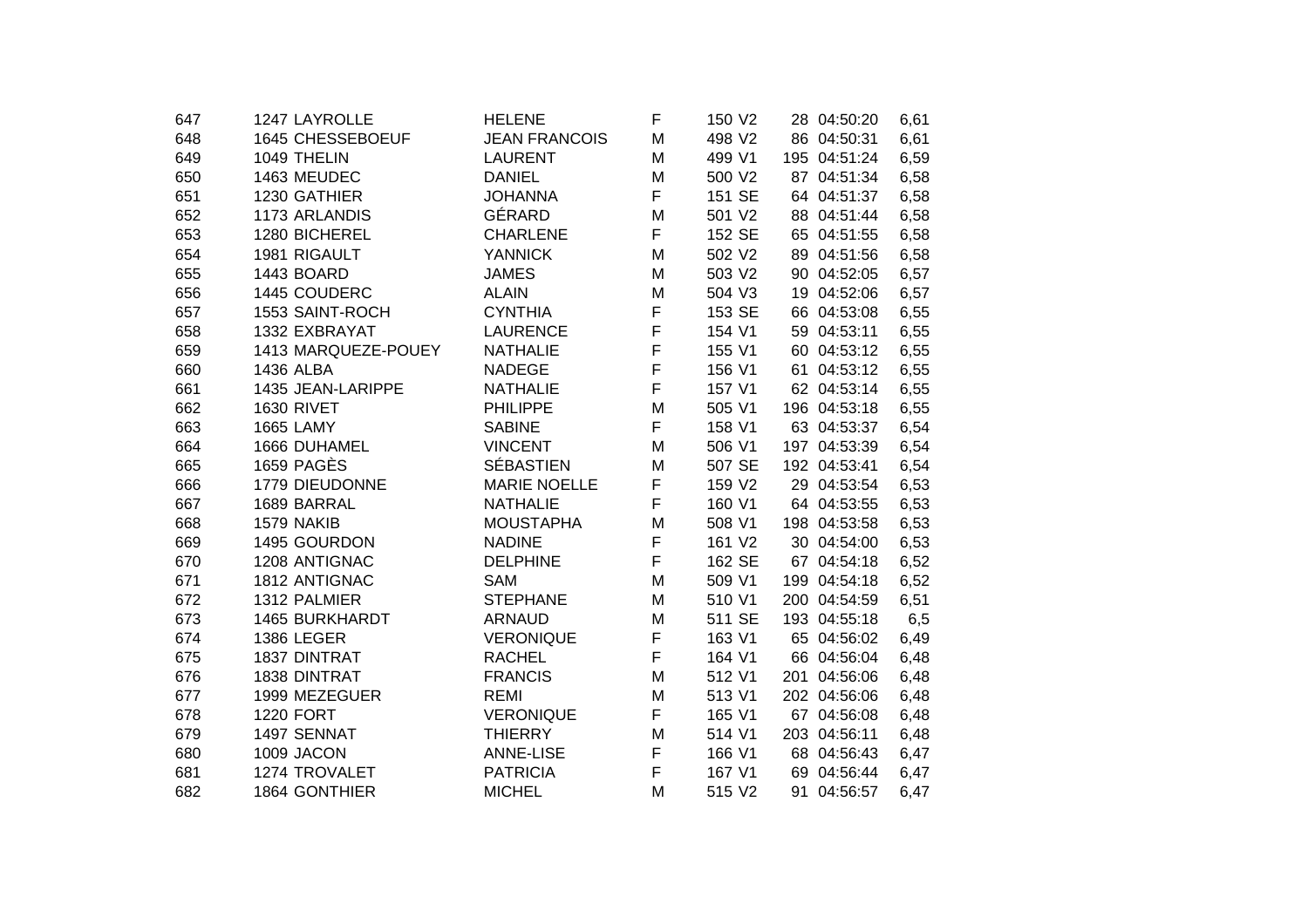| | | | | | | | | | |
|---|---|---|---|---|---|---|---|---|---|
| 647 | 1247 | LAYROLLE | HELENE | F | 150 | V2 | 28 | 04:50:20 | 6,61 |
| 648 | 1645 | CHESSEBOEUF | JEAN FRANCOIS | M | 498 | V2 | 86 | 04:50:31 | 6,61 |
| 649 | 1049 | THELIN | LAURENT | M | 499 | V1 | 195 | 04:51:24 | 6,59 |
| 650 | 1463 | MEUDEC | DANIEL | M | 500 | V2 | 87 | 04:51:34 | 6,58 |
| 651 | 1230 | GATHIER | JOHANNA | F | 151 | SE | 64 | 04:51:37 | 6,58 |
| 652 | 1173 | ARLANDIS | GÉRARD | M | 501 | V2 | 88 | 04:51:44 | 6,58 |
| 653 | 1280 | BICHEREL | CHARLENE | F | 152 | SE | 65 | 04:51:55 | 6,58 |
| 654 | 1981 | RIGAULT | YANNICK | M | 502 | V2 | 89 | 04:51:56 | 6,58 |
| 655 | 1443 | BOARD | JAMES | M | 503 | V2 | 90 | 04:52:05 | 6,57 |
| 656 | 1445 | COUDERC | ALAIN | M | 504 | V3 | 19 | 04:52:06 | 6,57 |
| 657 | 1553 | SAINT-ROCH | CYNTHIA | F | 153 | SE | 66 | 04:53:08 | 6,55 |
| 658 | 1332 | EXBRAYAT | LAURENCE | F | 154 | V1 | 59 | 04:53:11 | 6,55 |
| 659 | 1413 | MARQUEZE-POUEY | NATHALIE | F | 155 | V1 | 60 | 04:53:12 | 6,55 |
| 660 | 1436 | ALBA | NADEGE | F | 156 | V1 | 61 | 04:53:12 | 6,55 |
| 661 | 1435 | JEAN-LARIPPE | NATHALIE | F | 157 | V1 | 62 | 04:53:14 | 6,55 |
| 662 | 1630 | RIVET | PHILIPPE | M | 505 | V1 | 196 | 04:53:18 | 6,55 |
| 663 | 1665 | LAMY | SABINE | F | 158 | V1 | 63 | 04:53:37 | 6,54 |
| 664 | 1666 | DUHAMEL | VINCENT | M | 506 | V1 | 197 | 04:53:39 | 6,54 |
| 665 | 1659 | PAGÈS | SÉBASTIEN | M | 507 | SE | 192 | 04:53:41 | 6,54 |
| 666 | 1779 | DIEUDONNE | MARIE NOELLE | F | 159 | V2 | 29 | 04:53:54 | 6,53 |
| 667 | 1689 | BARRAL | NATHALIE | F | 160 | V1 | 64 | 04:53:55 | 6,53 |
| 668 | 1579 | NAKIB | MOUSTAPHA | M | 508 | V1 | 198 | 04:53:58 | 6,53 |
| 669 | 1495 | GOURDON | NADINE | F | 161 | V2 | 30 | 04:54:00 | 6,53 |
| 670 | 1208 | ANTIGNAC | DELPHINE | F | 162 | SE | 67 | 04:54:18 | 6,52 |
| 671 | 1812 | ANTIGNAC | SAM | M | 509 | V1 | 199 | 04:54:18 | 6,52 |
| 672 | 1312 | PALMIER | STEPHANE | M | 510 | V1 | 200 | 04:54:59 | 6,51 |
| 673 | 1465 | BURKHARDT | ARNAUD | M | 511 | SE | 193 | 04:55:18 | 6,5 |
| 674 | 1386 | LEGER | VERONIQUE | F | 163 | V1 | 65 | 04:56:02 | 6,49 |
| 675 | 1837 | DINTRAT | RACHEL | F | 164 | V1 | 66 | 04:56:04 | 6,48 |
| 676 | 1838 | DINTRAT | FRANCIS | M | 512 | V1 | 201 | 04:56:06 | 6,48 |
| 677 | 1999 | MEZEGUER | REMI | M | 513 | V1 | 202 | 04:56:06 | 6,48 |
| 678 | 1220 | FORT | VERONIQUE | F | 165 | V1 | 67 | 04:56:08 | 6,48 |
| 679 | 1497 | SENNAT | THIERRY | M | 514 | V1 | 203 | 04:56:11 | 6,48 |
| 680 | 1009 | JACON | ANNE-LISE | F | 166 | V1 | 68 | 04:56:43 | 6,47 |
| 681 | 1274 | TROVALET | PATRICIA | F | 167 | V1 | 69 | 04:56:44 | 6,47 |
| 682 | 1864 | GONTHIER | MICHEL | M | 515 | V2 | 91 | 04:56:57 | 6,47 |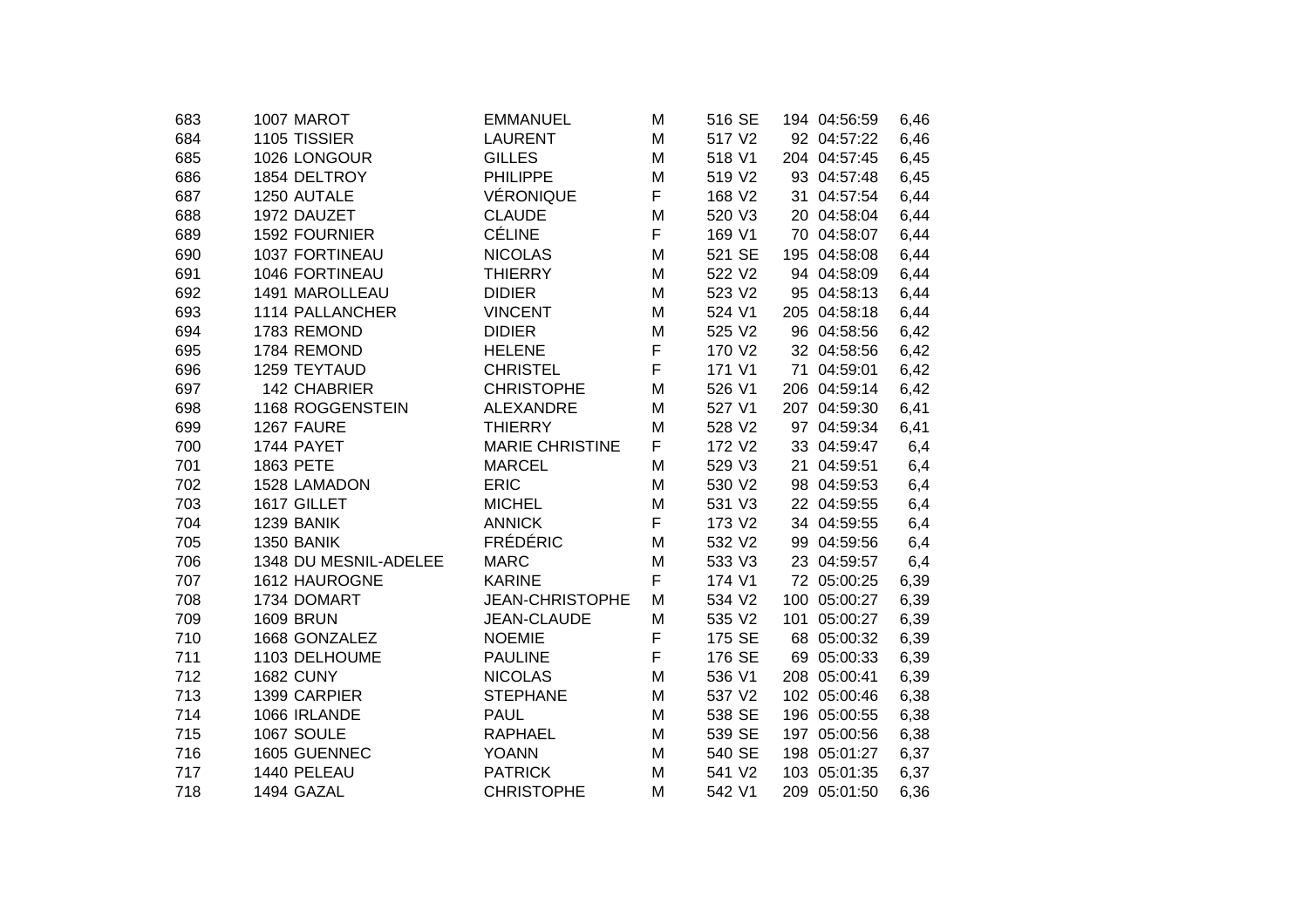| 683 | 1007 | MAROT | EMMANUEL | M | 516 | SE | 194 | 04:56:59 | 6,46 |
|---|---|---|---|---|---|---|---|---|---|
| 684 | 1105 | TISSIER | LAURENT | M | 517 | V2 | 92 | 04:57:22 | 6,46 |
| 685 | 1026 | LONGOUR | GILLES | M | 518 | V1 | 204 | 04:57:45 | 6,45 |
| 686 | 1854 | DELTROY | PHILIPPE | M | 519 | V2 | 93 | 04:57:48 | 6,45 |
| 687 | 1250 | AUTALE | VÉRONIQUE | F | 168 | V2 | 31 | 04:57:54 | 6,44 |
| 688 | 1972 | DAUZET | CLAUDE | M | 520 | V3 | 20 | 04:58:04 | 6,44 |
| 689 | 1592 | FOURNIER | CÉLINE | F | 169 | V1 | 70 | 04:58:07 | 6,44 |
| 690 | 1037 | FORTINEAU | NICOLAS | M | 521 | SE | 195 | 04:58:08 | 6,44 |
| 691 | 1046 | FORTINEAU | THIERRY | M | 522 | V2 | 94 | 04:58:09 | 6,44 |
| 692 | 1491 | MAROLLEAU | DIDIER | M | 523 | V2 | 95 | 04:58:13 | 6,44 |
| 693 | 1114 | PALLANCHER | VINCENT | M | 524 | V1 | 205 | 04:58:18 | 6,44 |
| 694 | 1783 | REMOND | DIDIER | M | 525 | V2 | 96 | 04:58:56 | 6,42 |
| 695 | 1784 | REMOND | HELENE | F | 170 | V2 | 32 | 04:58:56 | 6,42 |
| 696 | 1259 | TEYTAUD | CHRISTEL | F | 171 | V1 | 71 | 04:59:01 | 6,42 |
| 697 | 142 | CHABRIER | CHRISTOPHE | M | 526 | V1 | 206 | 04:59:14 | 6,42 |
| 698 | 1168 | ROGGENSTEIN | ALEXANDRE | M | 527 | V1 | 207 | 04:59:30 | 6,41 |
| 699 | 1267 | FAURE | THIERRY | M | 528 | V2 | 97 | 04:59:34 | 6,41 |
| 700 | 1744 | PAYET | MARIE CHRISTINE | F | 172 | V2 | 33 | 04:59:47 | 6,4 |
| 701 | 1863 | PETE | MARCEL | M | 529 | V3 | 21 | 04:59:51 | 6,4 |
| 702 | 1528 | LAMADON | ERIC | M | 530 | V2 | 98 | 04:59:53 | 6,4 |
| 703 | 1617 | GILLET | MICHEL | M | 531 | V3 | 22 | 04:59:55 | 6,4 |
| 704 | 1239 | BANIK | ANNICK | F | 173 | V2 | 34 | 04:59:55 | 6,4 |
| 705 | 1350 | BANIK | FRÉDÉRIC | M | 532 | V2 | 99 | 04:59:56 | 6,4 |
| 706 | 1348 | DU MESNIL-ADELEE | MARC | M | 533 | V3 | 23 | 04:59:57 | 6,4 |
| 707 | 1612 | HAUROGNE | KARINE | F | 174 | V1 | 72 | 05:00:25 | 6,39 |
| 708 | 1734 | DOMART | JEAN-CHRISTOPHE | M | 534 | V2 | 100 | 05:00:27 | 6,39 |
| 709 | 1609 | BRUN | JEAN-CLAUDE | M | 535 | V2 | 101 | 05:00:27 | 6,39 |
| 710 | 1668 | GONZALEZ | NOEMIE | F | 175 | SE | 68 | 05:00:32 | 6,39 |
| 711 | 1103 | DELHOUME | PAULINE | F | 176 | SE | 69 | 05:00:33 | 6,39 |
| 712 | 1682 | CUNY | NICOLAS | M | 536 | V1 | 208 | 05:00:41 | 6,39 |
| 713 | 1399 | CARPIER | STEPHANE | M | 537 | V2 | 102 | 05:00:46 | 6,38 |
| 714 | 1066 | IRLANDE | PAUL | M | 538 | SE | 196 | 05:00:55 | 6,38 |
| 715 | 1067 | SOULE | RAPHAEL | M | 539 | SE | 197 | 05:00:56 | 6,38 |
| 716 | 1605 | GUENNEC | YOANN | M | 540 | SE | 198 | 05:01:27 | 6,37 |
| 717 | 1440 | PELEAU | PATRICK | M | 541 | V2 | 103 | 05:01:35 | 6,37 |
| 718 | 1494 | GAZAL | CHRISTOPHE | M | 542 | V1 | 209 | 05:01:50 | 6,36 |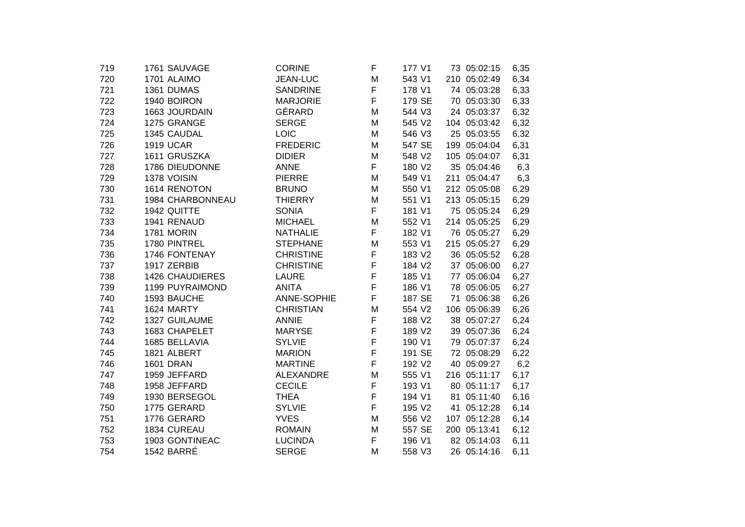| | | | | | | | | | |
|---|---|---|---|---|---|---|---|---|---|
| 719 | 1761 | SAUVAGE | CORINE | F | 177 | V1 | 73 | 05:02:15 | 6,35 |
| 720 | 1701 | ALAIMO | JEAN-LUC | M | 543 | V1 | 210 | 05:02:49 | 6,34 |
| 721 | 1361 | DUMAS | SANDRINE | F | 178 | V1 | 74 | 05:03:28 | 6,33 |
| 722 | 1940 | BOIRON | MARJORIE | F | 179 | SE | 70 | 05:03:30 | 6,33 |
| 723 | 1663 | JOURDAIN | GÉRARD | M | 544 | V3 | 24 | 05:03:37 | 6,32 |
| 724 | 1275 | GRANGE | SERGE | M | 545 | V2 | 104 | 05:03:42 | 6,32 |
| 725 | 1345 | CAUDAL | LOIC | M | 546 | V3 | 25 | 05:03:55 | 6,32 |
| 726 | 1919 | UCAR | FREDERIC | M | 547 | SE | 199 | 05:04:04 | 6,31 |
| 727 | 1611 | GRUSZKA | DIDIER | M | 548 | V2 | 105 | 05:04:07 | 6,31 |
| 728 | 1786 | DIEUDONNE | ANNE | F | 180 | V2 | 35 | 05:04:46 | 6,3 |
| 729 | 1378 | VOISIN | PIERRE | M | 549 | V1 | 211 | 05:04:47 | 6,3 |
| 730 | 1614 | RENOTON | BRUNO | M | 550 | V1 | 212 | 05:05:08 | 6,29 |
| 731 | 1984 | CHARBONNEAU | THIERRY | M | 551 | V1 | 213 | 05:05:15 | 6,29 |
| 732 | 1942 | QUITTE | SONIA | F | 181 | V1 | 75 | 05:05:24 | 6,29 |
| 733 | 1941 | RENAUD | MICHAEL | M | 552 | V1 | 214 | 05:05:25 | 6,29 |
| 734 | 1781 | MORIN | NATHALIE | F | 182 | V1 | 76 | 05:05:27 | 6,29 |
| 735 | 1780 | PINTREL | STEPHANE | M | 553 | V1 | 215 | 05:05:27 | 6,29 |
| 736 | 1746 | FONTENAY | CHRISTINE | F | 183 | V2 | 36 | 05:05:52 | 6,28 |
| 737 | 1917 | ZERBIB | CHRISTINE | F | 184 | V2 | 37 | 05:06:00 | 6,27 |
| 738 | 1426 | CHAUDIERES | LAURE | F | 185 | V1 | 77 | 05:06:04 | 6,27 |
| 739 | 1199 | PUYRAIMOND | ANITA | F | 186 | V1 | 78 | 05:06:05 | 6,27 |
| 740 | 1593 | BAUCHE | ANNE-SOPHIE | F | 187 | SE | 71 | 05:06:38 | 6,26 |
| 741 | 1624 | MARTY | CHRISTIAN | M | 554 | V2 | 106 | 05:06:39 | 6,26 |
| 742 | 1327 | GUILAUME | ANNIE | F | 188 | V2 | 38 | 05:07:27 | 6,24 |
| 743 | 1683 | CHAPELET | MARYSE | F | 189 | V2 | 39 | 05:07:36 | 6,24 |
| 744 | 1685 | BELLAVIA | SYLVIE | F | 190 | V1 | 79 | 05:07:37 | 6,24 |
| 745 | 1821 | ALBERT | MARION | F | 191 | SE | 72 | 05:08:29 | 6,22 |
| 746 | 1601 | DRAN | MARTINE | F | 192 | V2 | 40 | 05:09:27 | 6,2 |
| 747 | 1959 | JEFFARD | ALEXANDRE | M | 555 | V1 | 216 | 05:11:17 | 6,17 |
| 748 | 1958 | JEFFARD | CECILE | F | 193 | V1 | 80 | 05:11:17 | 6,17 |
| 749 | 1930 | BERSEGOL | THEA | F | 194 | V1 | 81 | 05:11:40 | 6,16 |
| 750 | 1775 | GERARD | SYLVIE | F | 195 | V2 | 41 | 05:12:28 | 6,14 |
| 751 | 1776 | GERARD | YVES | M | 556 | V2 | 107 | 05:12:28 | 6,14 |
| 752 | 1834 | CUREAU | ROMAIN | M | 557 | SE | 200 | 05:13:41 | 6,12 |
| 753 | 1903 | GONTINEAC | LUCINDA | F | 196 | V1 | 82 | 05:14:03 | 6,11 |
| 754 | 1542 | BARRÉ | SERGE | M | 558 | V3 | 26 | 05:14:16 | 6,11 |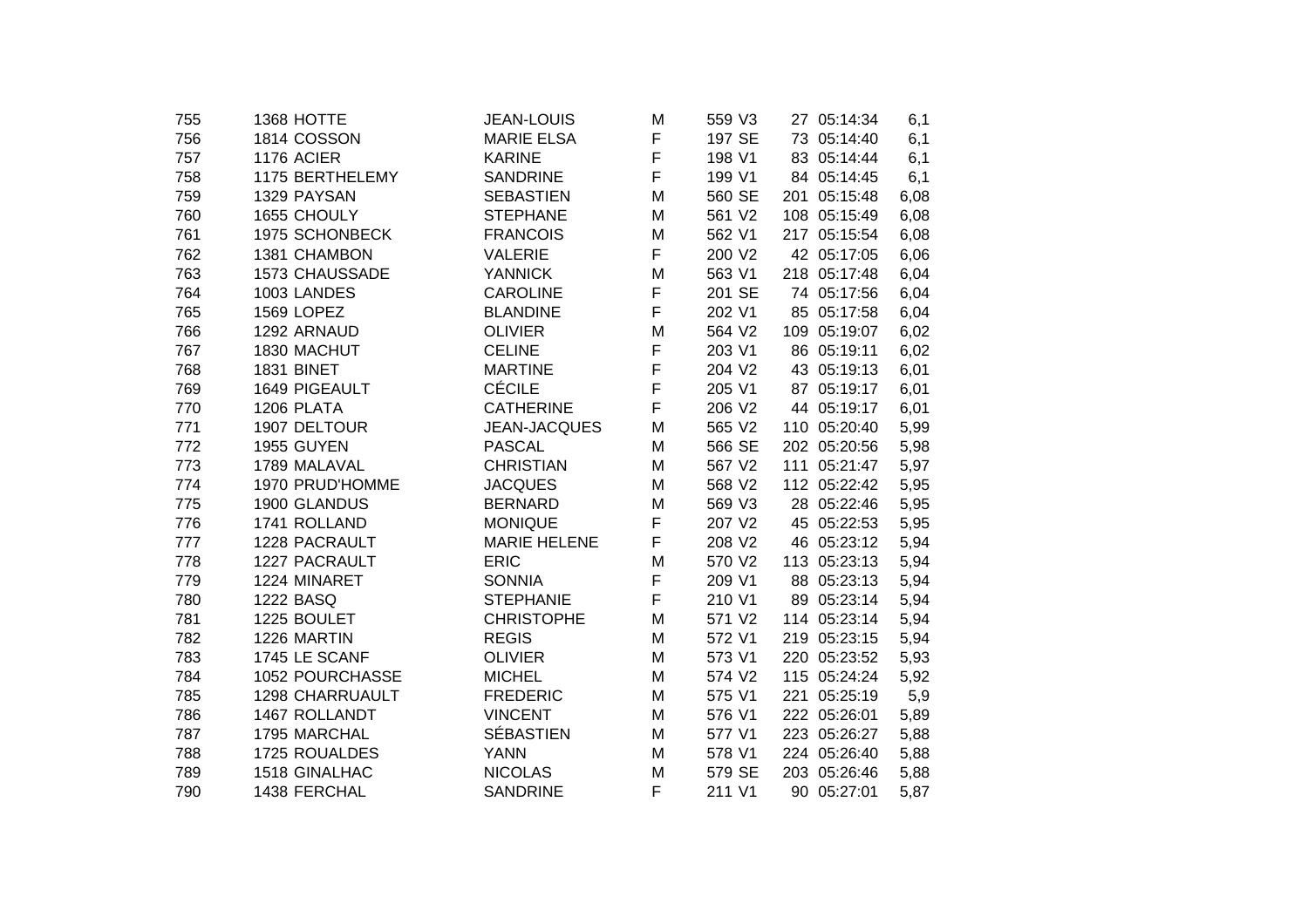| | | | | | | | | |
|---|---|---|---|---|---|---|---|---|
| 755 | 1368 HOTTE | JEAN-LOUIS | M | 559 V3 | 27 | 05:14:34 | 6,1 |
| 756 | 1814 COSSON | MARIE ELSA | F | 197 SE | 73 | 05:14:40 | 6,1 |
| 757 | 1176 ACIER | KARINE | F | 198 V1 | 83 | 05:14:44 | 6,1 |
| 758 | 1175 BERTHELEMY | SANDRINE | F | 199 V1 | 84 | 05:14:45 | 6,1 |
| 759 | 1329 PAYSAN | SEBASTIEN | M | 560 SE | 201 | 05:15:48 | 6,08 |
| 760 | 1655 CHOULY | STEPHANE | M | 561 V2 | 108 | 05:15:49 | 6,08 |
| 761 | 1975 SCHONBECK | FRANCOIS | M | 562 V1 | 217 | 05:15:54 | 6,08 |
| 762 | 1381 CHAMBON | VALERIE | F | 200 V2 | 42 | 05:17:05 | 6,06 |
| 763 | 1573 CHAUSSADE | YANNICK | M | 563 V1 | 218 | 05:17:48 | 6,04 |
| 764 | 1003 LANDES | CAROLINE | F | 201 SE | 74 | 05:17:56 | 6,04 |
| 765 | 1569 LOPEZ | BLANDINE | F | 202 V1 | 85 | 05:17:58 | 6,04 |
| 766 | 1292 ARNAUD | OLIVIER | M | 564 V2 | 109 | 05:19:07 | 6,02 |
| 767 | 1830 MACHUT | CELINE | F | 203 V1 | 86 | 05:19:11 | 6,02 |
| 768 | 1831 BINET | MARTINE | F | 204 V2 | 43 | 05:19:13 | 6,01 |
| 769 | 1649 PIGEAULT | CÉCILE | F | 205 V1 | 87 | 05:19:17 | 6,01 |
| 770 | 1206 PLATA | CATHERINE | F | 206 V2 | 44 | 05:19:17 | 6,01 |
| 771 | 1907 DELTOUR | JEAN-JACQUES | M | 565 V2 | 110 | 05:20:40 | 5,99 |
| 772 | 1955 GUYEN | PASCAL | M | 566 SE | 202 | 05:20:56 | 5,98 |
| 773 | 1789 MALAVAL | CHRISTIAN | M | 567 V2 | 111 | 05:21:47 | 5,97 |
| 774 | 1970 PRUD'HOMME | JACQUES | M | 568 V2 | 112 | 05:22:42 | 5,95 |
| 775 | 1900 GLANDUS | BERNARD | M | 569 V3 | 28 | 05:22:46 | 5,95 |
| 776 | 1741 ROLLAND | MONIQUE | F | 207 V2 | 45 | 05:22:53 | 5,95 |
| 777 | 1228 PACRAULT | MARIE HELENE | F | 208 V2 | 46 | 05:23:12 | 5,94 |
| 778 | 1227 PACRAULT | ERIC | M | 570 V2 | 113 | 05:23:13 | 5,94 |
| 779 | 1224 MINARET | SONNIA | F | 209 V1 | 88 | 05:23:13 | 5,94 |
| 780 | 1222 BASQ | STEPHANIE | F | 210 V1 | 89 | 05:23:14 | 5,94 |
| 781 | 1225 BOULET | CHRISTOPHE | M | 571 V2 | 114 | 05:23:14 | 5,94 |
| 782 | 1226 MARTIN | REGIS | M | 572 V1 | 219 | 05:23:15 | 5,94 |
| 783 | 1745 LE SCANF | OLIVIER | M | 573 V1 | 220 | 05:23:52 | 5,93 |
| 784 | 1052 POURCHASSE | MICHEL | M | 574 V2 | 115 | 05:24:24 | 5,92 |
| 785 | 1298 CHARRUAULT | FREDERIC | M | 575 V1 | 221 | 05:25:19 | 5,9 |
| 786 | 1467 ROLLANDT | VINCENT | M | 576 V1 | 222 | 05:26:01 | 5,89 |
| 787 | 1795 MARCHAL | SÉBASTIEN | M | 577 V1 | 223 | 05:26:27 | 5,88 |
| 788 | 1725 ROUALDES | YANN | M | 578 V1 | 224 | 05:26:40 | 5,88 |
| 789 | 1518 GINALHAC | NICOLAS | M | 579 SE | 203 | 05:26:46 | 5,88 |
| 790 | 1438 FERCHAL | SANDRINE | F | 211 V1 | 90 | 05:27:01 | 5,87 |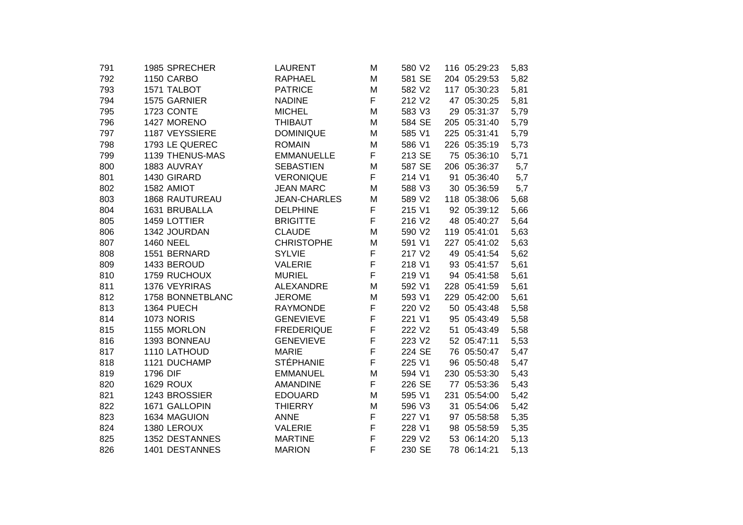| | | | | | | | | | |
|---|---|---|---|---|---|---|---|---|---|
| 791 | 1985 | SPRECHER | LAURENT | M | 580 | V2 | 116 | 05:29:23 | 5,83 |
| 792 | 1150 | CARBO | RAPHAEL | M | 581 | SE | 204 | 05:29:53 | 5,82 |
| 793 | 1571 | TALBOT | PATRICE | M | 582 | V2 | 117 | 05:30:23 | 5,81 |
| 794 | 1575 | GARNIER | NADINE | F | 212 | V2 | 47 | 05:30:25 | 5,81 |
| 795 | 1723 | CONTE | MICHEL | M | 583 | V3 | 29 | 05:31:37 | 5,79 |
| 796 | 1427 | MORENO | THIBAUT | M | 584 | SE | 205 | 05:31:40 | 5,79 |
| 797 | 1187 | VEYSSIERE | DOMINIQUE | M | 585 | V1 | 225 | 05:31:41 | 5,79 |
| 798 | 1793 | LE QUEREC | ROMAIN | M | 586 | V1 | 226 | 05:35:19 | 5,73 |
| 799 | 1139 | THENUS-MAS | EMMANUELLE | F | 213 | SE | 75 | 05:36:10 | 5,71 |
| 800 | 1883 | AUVRAY | SEBASTIEN | M | 587 | SE | 206 | 05:36:37 | 5,7 |
| 801 | 1430 | GIRARD | VERONIQUE | F | 214 | V1 | 91 | 05:36:40 | 5,7 |
| 802 | 1582 | AMIOT | JEAN MARC | M | 588 | V3 | 30 | 05:36:59 | 5,7 |
| 803 | 1868 | RAUTUREAU | JEAN-CHARLES | M | 589 | V2 | 118 | 05:38:06 | 5,68 |
| 804 | 1631 | BRUBALLA | DELPHINE | F | 215 | V1 | 92 | 05:39:12 | 5,66 |
| 805 | 1459 | LOTTIER | BRIGITTE | F | 216 | V2 | 48 | 05:40:27 | 5,64 |
| 806 | 1342 | JOURDAN | CLAUDE | M | 590 | V2 | 119 | 05:41:01 | 5,63 |
| 807 | 1460 | NEEL | CHRISTOPHE | M | 591 | V1 | 227 | 05:41:02 | 5,63 |
| 808 | 1551 | BERNARD | SYLVIE | F | 217 | V2 | 49 | 05:41:54 | 5,62 |
| 809 | 1433 | BEROUD | VALERIE | F | 218 | V1 | 93 | 05:41:57 | 5,61 |
| 810 | 1759 | RUCHOUX | MURIEL | F | 219 | V1 | 94 | 05:41:58 | 5,61 |
| 811 | 1376 | VEYRIRAS | ALEXANDRE | M | 592 | V1 | 228 | 05:41:59 | 5,61 |
| 812 | 1758 | BONNETBLANC | JEROME | M | 593 | V1 | 229 | 05:42:00 | 5,61 |
| 813 | 1364 | PUECH | RAYMONDE | F | 220 | V2 | 50 | 05:43:48 | 5,58 |
| 814 | 1073 | NORIS | GENEVIEVE | F | 221 | V1 | 95 | 05:43:49 | 5,58 |
| 815 | 1155 | MORLON | FREDERIQUE | F | 222 | V2 | 51 | 05:43:49 | 5,58 |
| 816 | 1393 | BONNEAU | GENEVIEVE | F | 223 | V2 | 52 | 05:47:11 | 5,53 |
| 817 | 1110 | LATHOUD | MARIE | F | 224 | SE | 76 | 05:50:47 | 5,47 |
| 818 | 1121 | DUCHAMP | STÉPHANIE | F | 225 | V1 | 96 | 05:50:48 | 5,47 |
| 819 | 1796 | DIF | EMMANUEL | M | 594 | V1 | 230 | 05:53:30 | 5,43 |
| 820 | 1629 | ROUX | AMANDINE | F | 226 | SE | 77 | 05:53:36 | 5,43 |
| 821 | 1243 | BROSSIER | EDOUARD | M | 595 | V1 | 231 | 05:54:00 | 5,42 |
| 822 | 1671 | GALLOPIN | THIERRY | M | 596 | V3 | 31 | 05:54:06 | 5,42 |
| 823 | 1634 | MAGUION | ANNE | F | 227 | V1 | 97 | 05:58:58 | 5,35 |
| 824 | 1380 | LEROUX | VALERIE | F | 228 | V1 | 98 | 05:58:59 | 5,35 |
| 825 | 1352 | DESTANNES | MARTINE | F | 229 | V2 | 53 | 06:14:20 | 5,13 |
| 826 | 1401 | DESTANNES | MARION | F | 230 | SE | 78 | 06:14:21 | 5,13 |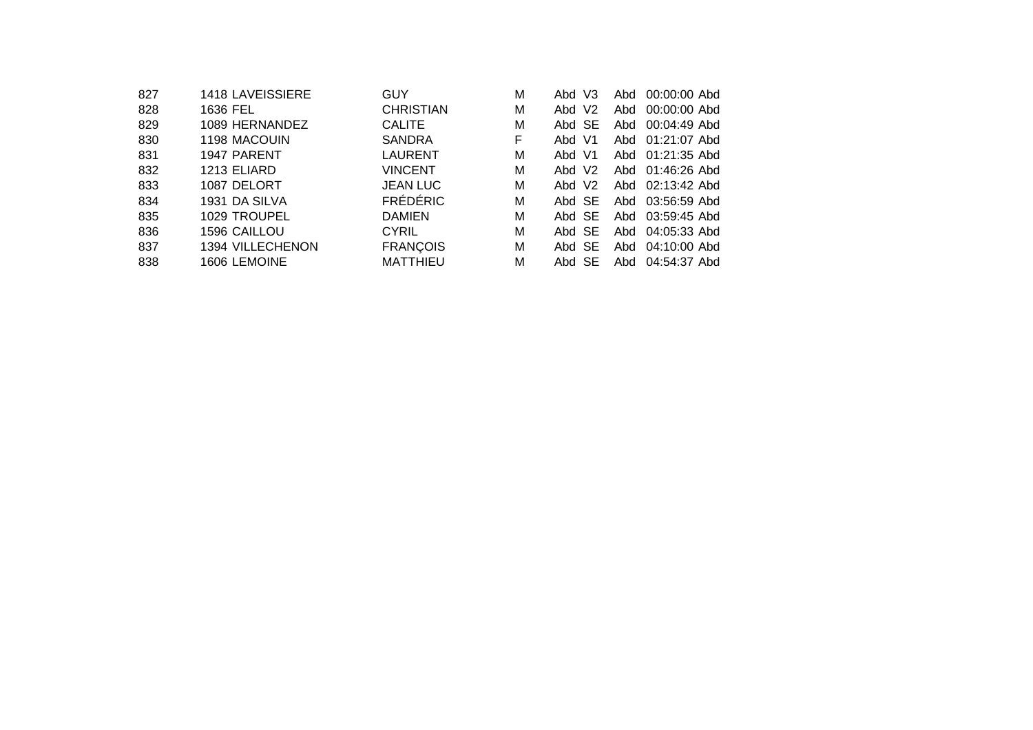| | | | | | | | | | |
|---|---|---|---|---|---|---|---|---|---|
| 827 | 1418 | LAVEISSIERE | GUY | M | Abd | V3 | Abd | 00:00:00 | Abd |
| 828 | 1636 | FEL | CHRISTIAN | M | Abd | V2 | Abd | 00:00:00 | Abd |
| 829 | 1089 | HERNANDEZ | CALITE | M | Abd | SE | Abd | 00:04:49 | Abd |
| 830 | 1198 | MACOUIN | SANDRA | F | Abd | V1 | Abd | 01:21:07 | Abd |
| 831 | 1947 | PARENT | LAURENT | M | Abd | V1 | Abd | 01:21:35 | Abd |
| 832 | 1213 | ELIARD | VINCENT | M | Abd | V2 | Abd | 01:46:26 | Abd |
| 833 | 1087 | DELORT | JEAN LUC | M | Abd | V2 | Abd | 02:13:42 | Abd |
| 834 | 1931 | DA SILVA | FRÉDÉRIC | M | Abd | SE | Abd | 03:56:59 | Abd |
| 835 | 1029 | TROUPEL | DAMIEN | M | Abd | SE | Abd | 03:59:45 | Abd |
| 836 | 1596 | CAILLOU | CYRIL | M | Abd | SE | Abd | 04:05:33 | Abd |
| 837 | 1394 | VILLECHENON | FRANÇOIS | M | Abd | SE | Abd | 04:10:00 | Abd |
| 838 | 1606 | LEMOINE | MATTHIEU | M | Abd | SE | Abd | 04:54:37 | Abd |